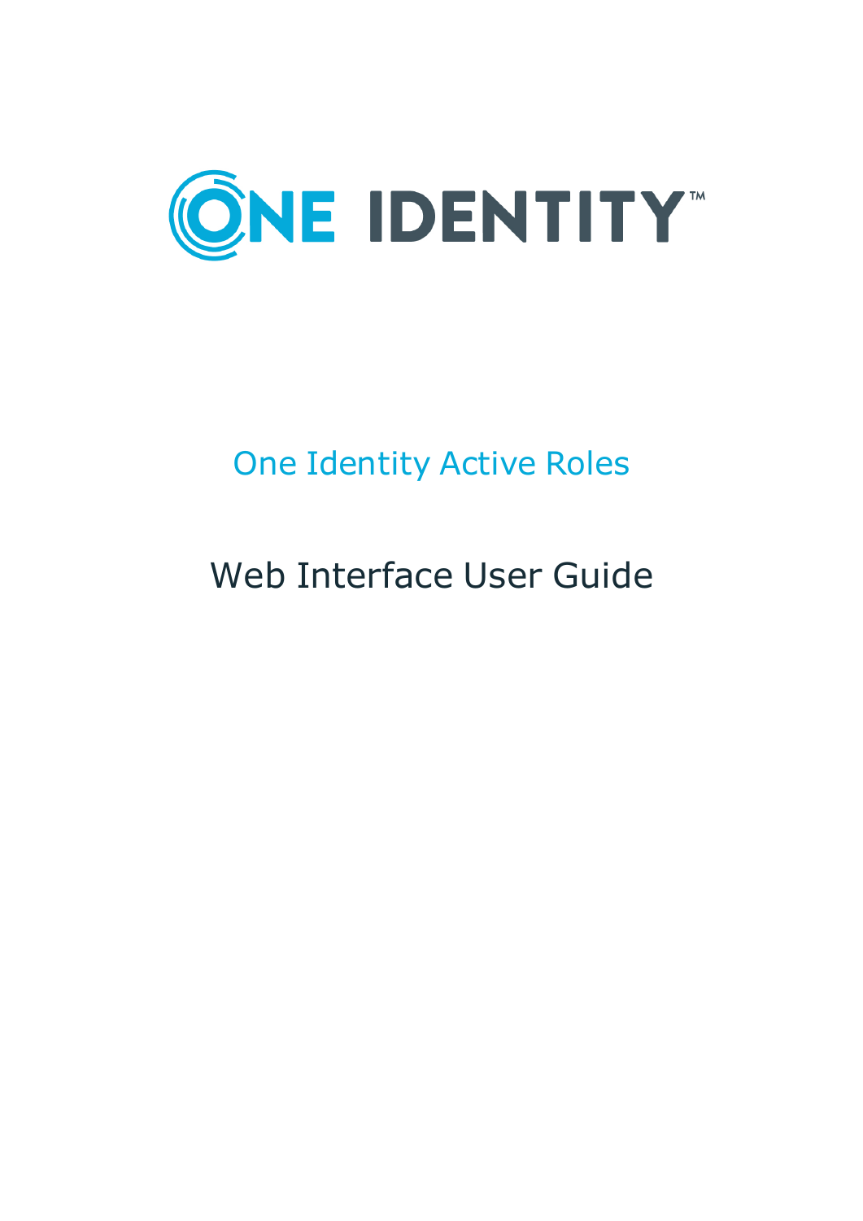# One Identity Active Roles

## Web Interface User Guide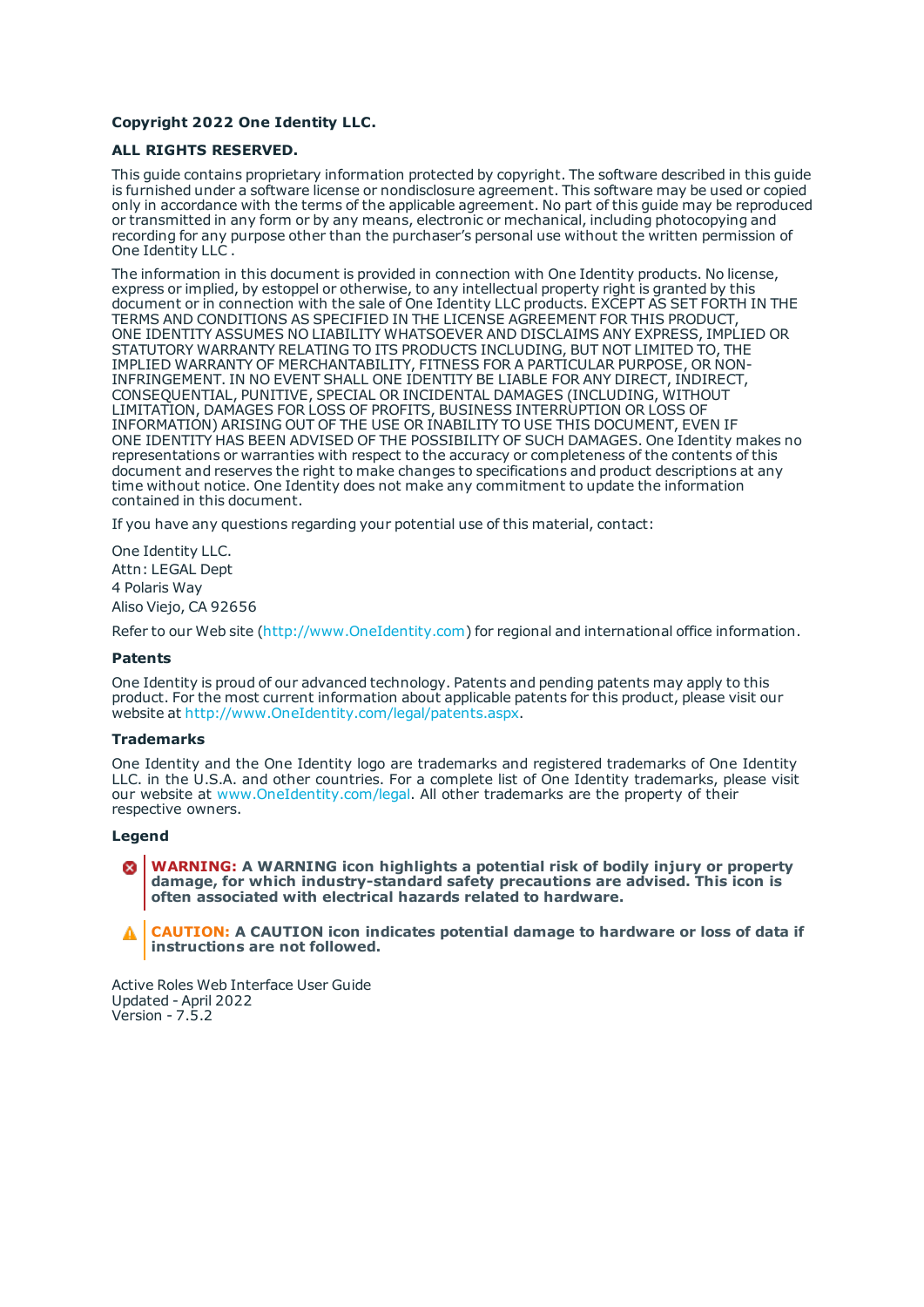**Copyright 2022 One Identity LLC.**

**ALL RIGHTS RESERVED.**

This guide contains proprietary information protected by copyright. The software described in this guide is furnished under a software license or nondisclosure agreement. This software may be used or copied only in accordance with the terms of the applicable agreement. No part of this guide may be reproduced or transmitted in any form or by any means, electronic or mechanical, including photocopying and recording for any purpose other than the purchaser's personal use without the written permission of One Identity LLC .

The information in this document is provided in connection with One Identity products. No license, express or implied, by estoppel or otherwise, to any intellectual property right is granted by this document or in connection with the sale of One Identity LLC products. EXCEPT AS SET FORTH IN THE TERMS AND CONDITIONS AS SPECIFIED IN THE LICENSE AGREEMENT FOR THIS PRODUCT, ONE IDENTITY ASSUMES NO LIABILITY WHATSOEVER AND DISCLAIMS ANY EXPRESS, IMPLIED OR STATUTORY WARRANTY RELATING TO ITS PRODUCTS INCLUDING, BUT NOT LIMITED TO, THE IMPLIED WARRANTY OF MERCHANTABILITY, FITNESS FOR A PARTICULAR PURPOSE, OR NON-INFRINGEMENT. IN NO EVENT SHALL ONE IDENTITY BE LIABLE FOR ANY DIRECT, INDIRECT, CONSEQUENTIAL, PUNITIVE, SPECIAL OR INCIDENTAL DAMAGES (INCLUDING, WITHOUT LIMITATION, DAMAGES FOR LOSS OF PROFITS, BUSINESS INTERRUPTION OR LOSS OF INFORMATION) ARISING OUT OF THE USE OR INABILITY TO USE THIS DOCUMENT, EVEN IF ONE IDENTITY HAS BEEN ADVISED OF THE POSSIBILITY OF SUCH DAMAGES. One Identity makes no representations or warranties with respect to the accuracy or completeness of the contents of this document and reserves the right to make changes to specifications and product descriptions at any time without notice. One Identity does not make any commitment to update the information contained in this document.

If you have any questions regarding your potential use of this material, contact:

One Identity LLC.
Attn: LEGAL Dept
4 Polaris Way
Aliso Viejo, CA 92656

Refer to our Web site (http://www.OneIdentity.com) for regional and international office information.

**Patents**

One Identity is proud of our advanced technology. Patents and pending patents may apply to this product. For the most current information about applicable patents for this product, please visit our website at http://www.OneIdentity.com/legal/patents.aspx.

**Trademarks**

One Identity and the One Identity logo are trademarks and registered trademarks of One Identity LLC. in the U.S.A. and other countries. For a complete list of One Identity trademarks, please visit our website at www.OneIdentity.com/legal. All other trademarks are the property of their respective owners.

**Legend**

**WARNING: A WARNING icon highlights a potential risk of bodily injury or property damage, for which industry-standard safety precautions are advised. This icon is often associated with electrical hazards related to hardware.**

**CAUTION: A CAUTION icon indicates potential damage to hardware or loss of data if instructions are not followed.**

Active Roles Web Interface User Guide
Updated - April 2022
Version - 7.5.2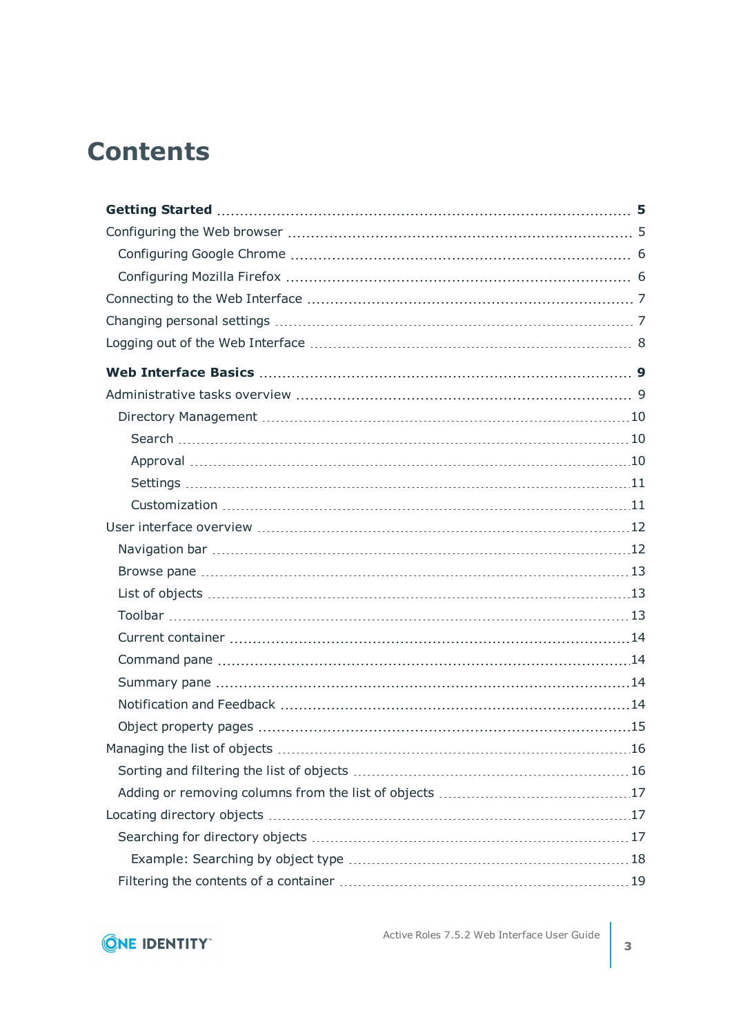# Contents

**Getting Started** ........ **5**

Configuring the Web browser ........ 5

- Configuring Google Chrome ........ 6
- Configuring Mozilla Firefox ........ 6

Connecting to the Web Interface ........ 7

Changing personal settings ........ 7

Logging out of the Web Interface ........ 8

**Web Interface Basics** ........ **9**

Administrative tasks overview ........ 9

- Directory Management ........ 10
  - Search ........ 10
  - Approval ........ 10
  - Settings ........ 11
  - Customization ........ 11

User interface overview ........ 12

- Navigation bar ........ 12
- Browse pane ........ 13
- List of objects ........ 13
- Toolbar ........ 13
- Current container ........ 14
- Command pane ........ 14
- Summary pane ........ 14
- Notification and Feedback ........ 14
- Object property pages ........ 15

Managing the list of objects ........ 16

- Sorting and filtering the list of objects ........ 16
- Adding or removing columns from the list of objects ........ 17

Locating directory objects ........ 17

- Searching for directory objects ........ 17
  - Example: Searching by object type ........ 18
- Filtering the contents of a container ........ 19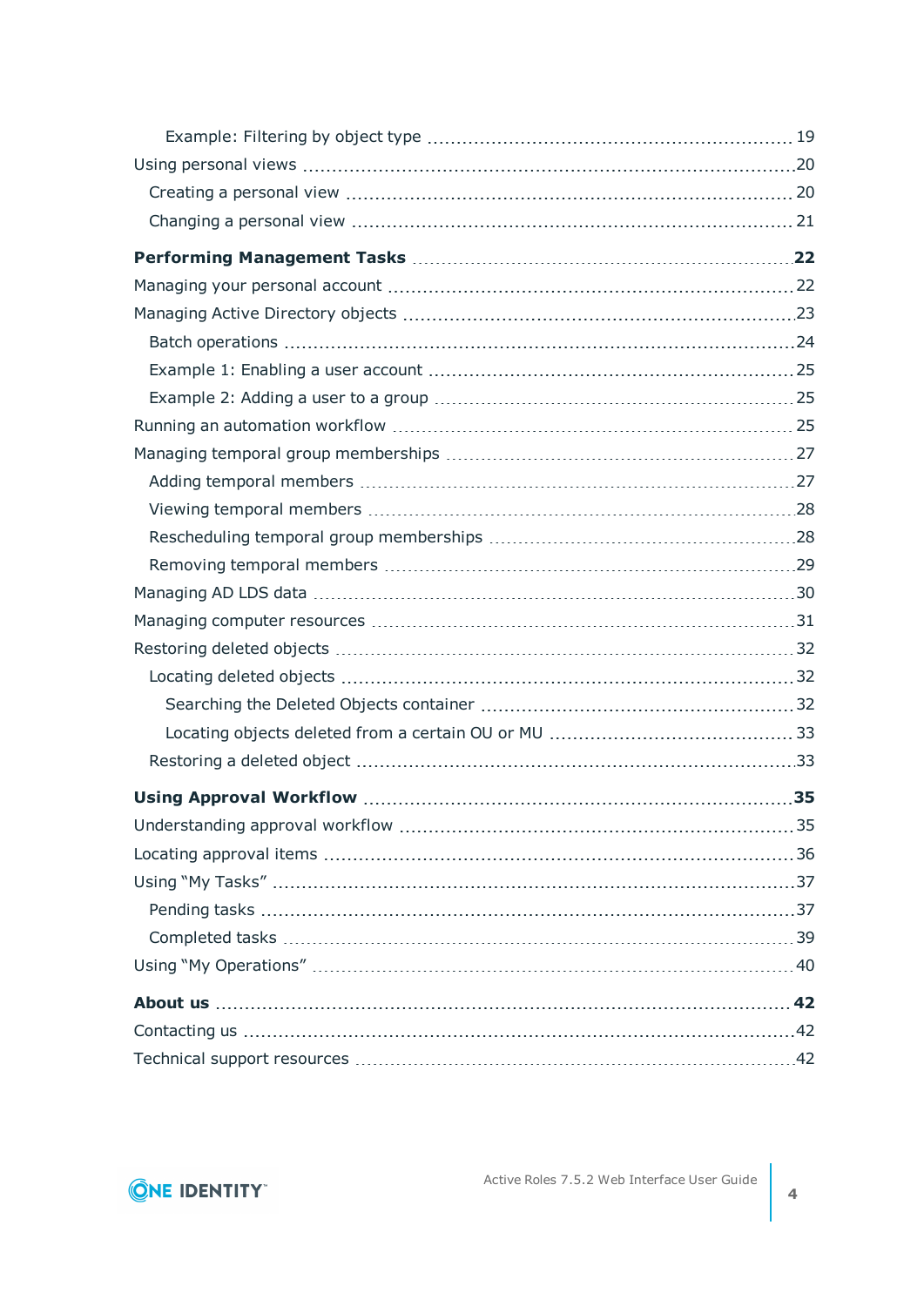- Example: Filtering by object type 19
- Using personal views 20
  - Creating a personal view 20
  - Changing a personal view 21

**Performing Management Tasks** 22

- Managing your personal account 22
- Managing Active Directory objects 23
  - Batch operations 24
  - Example 1: Enabling a user account 25
  - Example 2: Adding a user to a group 25
- Running an automation workflow 25
- Managing temporal group memberships 27
  - Adding temporal members 27
  - Viewing temporal members 28
  - Rescheduling temporal group memberships 28
  - Removing temporal members 29
- Managing AD LDS data 30
- Managing computer resources 31
- Restoring deleted objects 32
  - Locating deleted objects 32
    - Searching the Deleted Objects container 32
    - Locating objects deleted from a certain OU or MU 33
  - Restoring a deleted object 33

**Using Approval Workflow** 35

- Understanding approval workflow 35
- Locating approval items 36
- Using “My Tasks” 37
  - Pending tasks 37
  - Completed tasks 39
- Using “My Operations” 40

**About us** 42

- Contacting us 42
- Technical support resources 42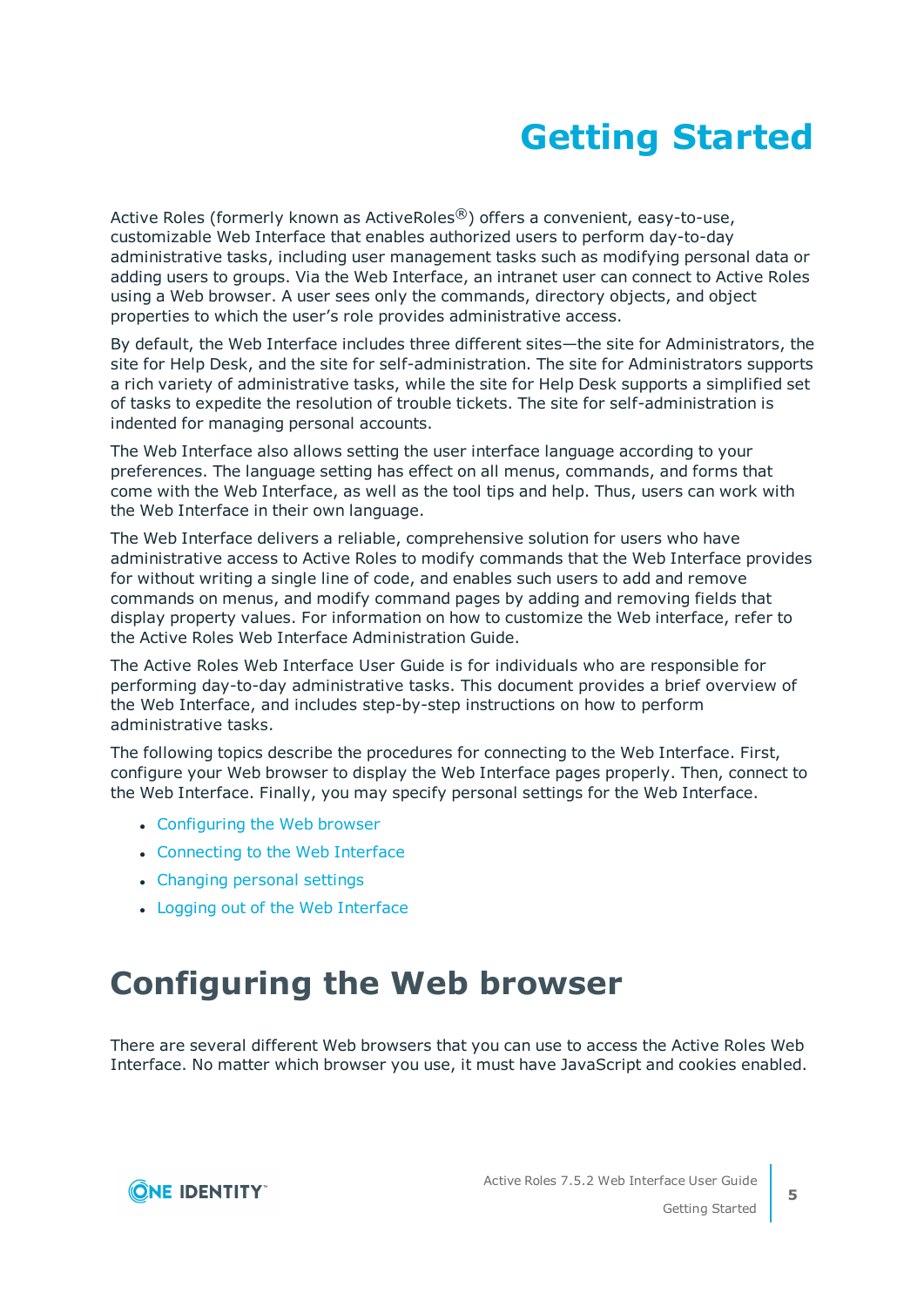# Getting Started

Active Roles (formerly known as ActiveRoles®) offers a convenient, easy-to-use, customizable Web Interface that enables authorized users to perform day-to-day administrative tasks, including user management tasks such as modifying personal data or adding users to groups. Via the Web Interface, an intranet user can connect to Active Roles using a Web browser. A user sees only the commands, directory objects, and object properties to which the user's role provides administrative access.

By default, the Web Interface includes three different sites—the site for Administrators, the site for Help Desk, and the site for self-administration. The site for Administrators supports a rich variety of administrative tasks, while the site for Help Desk supports a simplified set of tasks to expedite the resolution of trouble tickets. The site for self-administration is indented for managing personal accounts.

The Web Interface also allows setting the user interface language according to your preferences. The language setting has effect on all menus, commands, and forms that come with the Web Interface, as well as the tool tips and help. Thus, users can work with the Web Interface in their own language.

The Web Interface delivers a reliable, comprehensive solution for users who have administrative access to Active Roles to modify commands that the Web Interface provides for without writing a single line of code, and enables such users to add and remove commands on menus, and modify command pages by adding and removing fields that display property values. For information on how to customize the Web interface, refer to the Active Roles Web Interface Administration Guide.

The Active Roles Web Interface User Guide is for individuals who are responsible for performing day-to-day administrative tasks. This document provides a brief overview of the Web Interface, and includes step-by-step instructions on how to perform administrative tasks.

The following topics describe the procedures for connecting to the Web Interface. First, configure your Web browser to display the Web Interface pages properly. Then, connect to the Web Interface. Finally, you may specify personal settings for the Web Interface.

- Configuring the Web browser
- Connecting to the Web Interface
- Changing personal settings
- Logging out of the Web Interface

## Configuring the Web browser

There are several different Web browsers that you can use to access the Active Roles Web Interface. No matter which browser you use, it must have JavaScript and cookies enabled.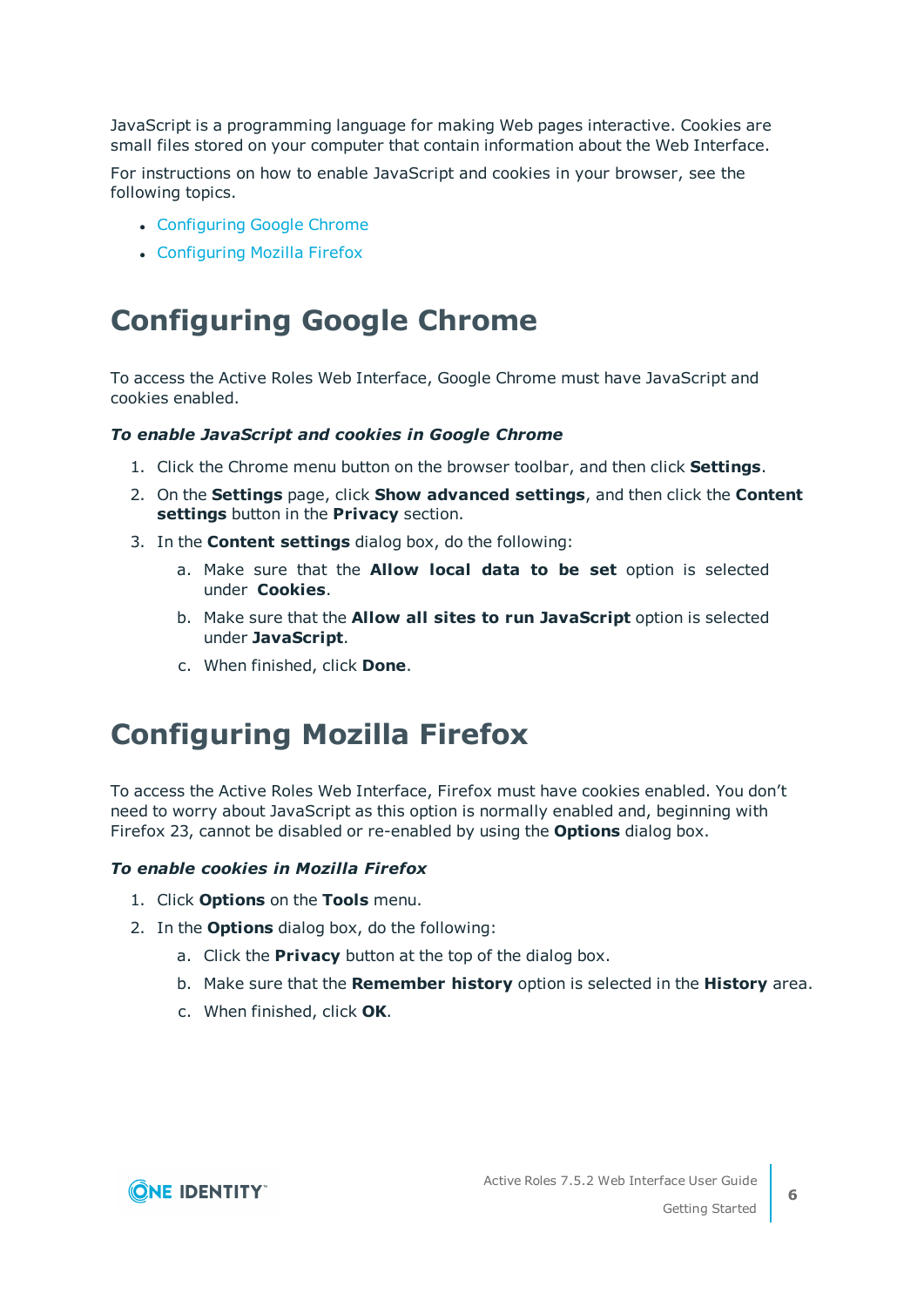JavaScript is a programming language for making Web pages interactive. Cookies are small files stored on your computer that contain information about the Web Interface.

For instructions on how to enable JavaScript and cookies in your browser, see the following topics.

- Configuring Google Chrome
- Configuring Mozilla Firefox

# Configuring Google Chrome

To access the Active Roles Web Interface, Google Chrome must have JavaScript and cookies enabled.

***To enable JavaScript and cookies in Google Chrome***

1. Click the Chrome menu button on the browser toolbar, and then click **Settings**.
2. On the **Settings** page, click **Show advanced settings**, and then click the **Content settings** button in the **Privacy** section.
3. In the **Content settings** dialog box, do the following:
   a. Make sure that the **Allow local data to be set** option is selected under **Cookies**.
   b. Make sure that the **Allow all sites to run JavaScript** option is selected under **JavaScript**.
   c. When finished, click **Done**.

# Configuring Mozilla Firefox

To access the Active Roles Web Interface, Firefox must have cookies enabled. You don't need to worry about JavaScript as this option is normally enabled and, beginning with Firefox 23, cannot be disabled or re-enabled by using the **Options** dialog box.

***To enable cookies in Mozilla Firefox***

1. Click **Options** on the **Tools** menu.
2. In the **Options** dialog box, do the following:
   a. Click the **Privacy** button at the top of the dialog box.
   b. Make sure that the **Remember history** option is selected in the **History** area.
   c. When finished, click **OK**.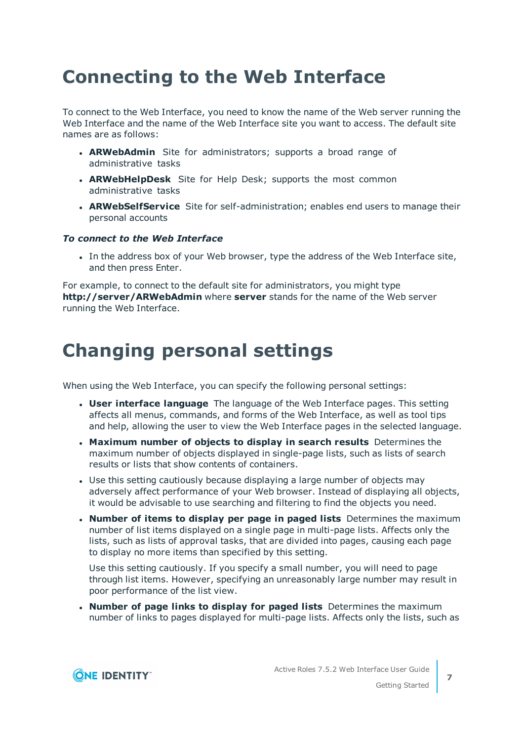# Connecting to the Web Interface

To connect to the Web Interface, you need to know the name of the Web server running the Web Interface and the name of the Web Interface site you want to access. The default site names are as follows:

- **ARWebAdmin** Site for administrators; supports a broad range of administrative tasks
- **ARWebHelpDesk** Site for Help Desk; supports the most common administrative tasks
- **ARWebSelfService** Site for self-administration; enables end users to manage their personal accounts

***To connect to the Web Interface***

- In the address box of your Web browser, type the address of the Web Interface site, and then press Enter.

For example, to connect to the default site for administrators, you might type **http://server/ARWebAdmin** where **server** stands for the name of the Web server running the Web Interface.

# Changing personal settings

When using the Web Interface, you can specify the following personal settings:

- **User interface language** The language of the Web Interface pages. This setting affects all menus, commands, and forms of the Web Interface, as well as tool tips and help, allowing the user to view the Web Interface pages in the selected language.
- **Maximum number of objects to display in search results** Determines the maximum number of objects displayed in single-page lists, such as lists of search results or lists that show contents of containers.
- Use this setting cautiously because displaying a large number of objects may adversely affect performance of your Web browser. Instead of displaying all objects, it would be advisable to use searching and filtering to find the objects you need.
- **Number of items to display per page in paged lists** Determines the maximum number of list items displayed on a single page in multi-page lists. Affects only the lists, such as lists of approval tasks, that are divided into pages, causing each page to display no more items than specified by this setting.

  Use this setting cautiously. If you specify a small number, you will need to page through list items. However, specifying an unreasonably large number may result in poor performance of the list view.
- **Number of page links to display for paged lists** Determines the maximum number of links to pages displayed for multi-page lists. Affects only the lists, such as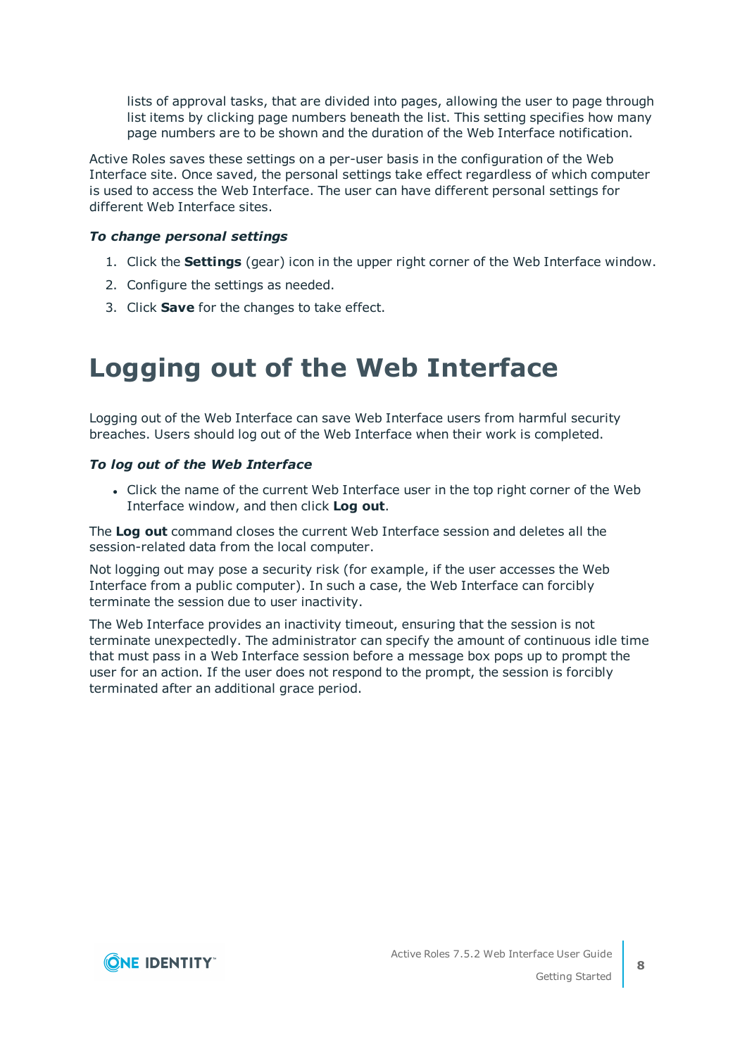lists of approval tasks, that are divided into pages, allowing the user to page through list items by clicking page numbers beneath the list. This setting specifies how many page numbers are to be shown and the duration of the Web Interface notification.

Active Roles saves these settings on a per-user basis in the configuration of the Web Interface site. Once saved, the personal settings take effect regardless of which computer is used to access the Web Interface. The user can have different personal settings for different Web Interface sites.

***To change personal settings***

1. Click the **Settings** (gear) icon in the upper right corner of the Web Interface window.
2. Configure the settings as needed.
3. Click **Save** for the changes to take effect.

# Logging out of the Web Interface

Logging out of the Web Interface can save Web Interface users from harmful security breaches. Users should log out of the Web Interface when their work is completed.

***To log out of the Web Interface***

- Click the name of the current Web Interface user in the top right corner of the Web Interface window, and then click **Log out**.

The **Log out** command closes the current Web Interface session and deletes all the session-related data from the local computer.

Not logging out may pose a security risk (for example, if the user accesses the Web Interface from a public computer). In such a case, the Web Interface can forcibly terminate the session due to user inactivity.

The Web Interface provides an inactivity timeout, ensuring that the session is not terminate unexpectedly. The administrator can specify the amount of continuous idle time that must pass in a Web Interface session before a message box pops up to prompt the user for an action. If the user does not respond to the prompt, the session is forcibly terminated after an additional grace period.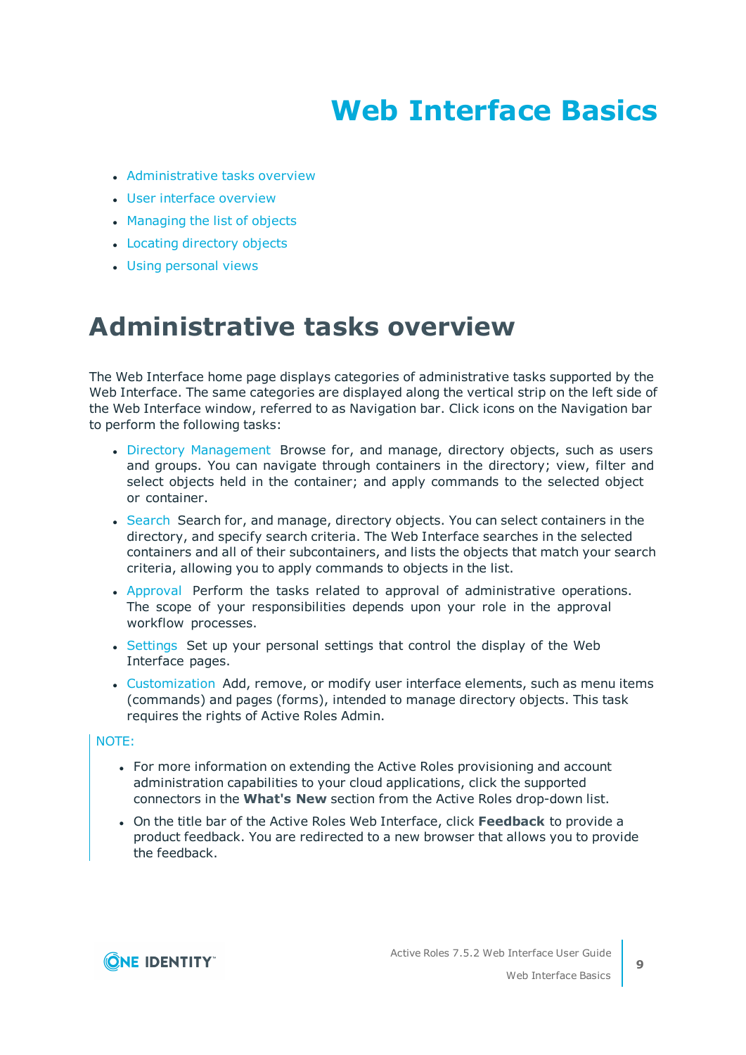# Web Interface Basics

- Administrative tasks overview
- User interface overview
- Managing the list of objects
- Locating directory objects
- Using personal views

## Administrative tasks overview

The Web Interface home page displays categories of administrative tasks supported by the Web Interface. The same categories are displayed along the vertical strip on the left side of the Web Interface window, referred to as Navigation bar. Click icons on the Navigation bar to perform the following tasks:

- Directory Management Browse for, and manage, directory objects, such as users and groups. You can navigate through containers in the directory; view, filter and select objects held in the container; and apply commands to the selected object or container.
- Search Search for, and manage, directory objects. You can select containers in the directory, and specify search criteria. The Web Interface searches in the selected containers and all of their subcontainers, and lists the objects that match your search criteria, allowing you to apply commands to objects in the list.
- Approval Perform the tasks related to approval of administrative operations. The scope of your responsibilities depends upon your role in the approval workflow processes.
- Settings Set up your personal settings that control the display of the Web Interface pages.
- Customization Add, remove, or modify user interface elements, such as menu items (commands) and pages (forms), intended to manage directory objects. This task requires the rights of Active Roles Admin.

NOTE:

- For more information on extending the Active Roles provisioning and account administration capabilities to your cloud applications, click the supported connectors in the **What's New** section from the Active Roles drop-down list.
- On the title bar of the Active Roles Web Interface, click **Feedback** to provide a product feedback. You are redirected to a new browser that allows you to provide the feedback.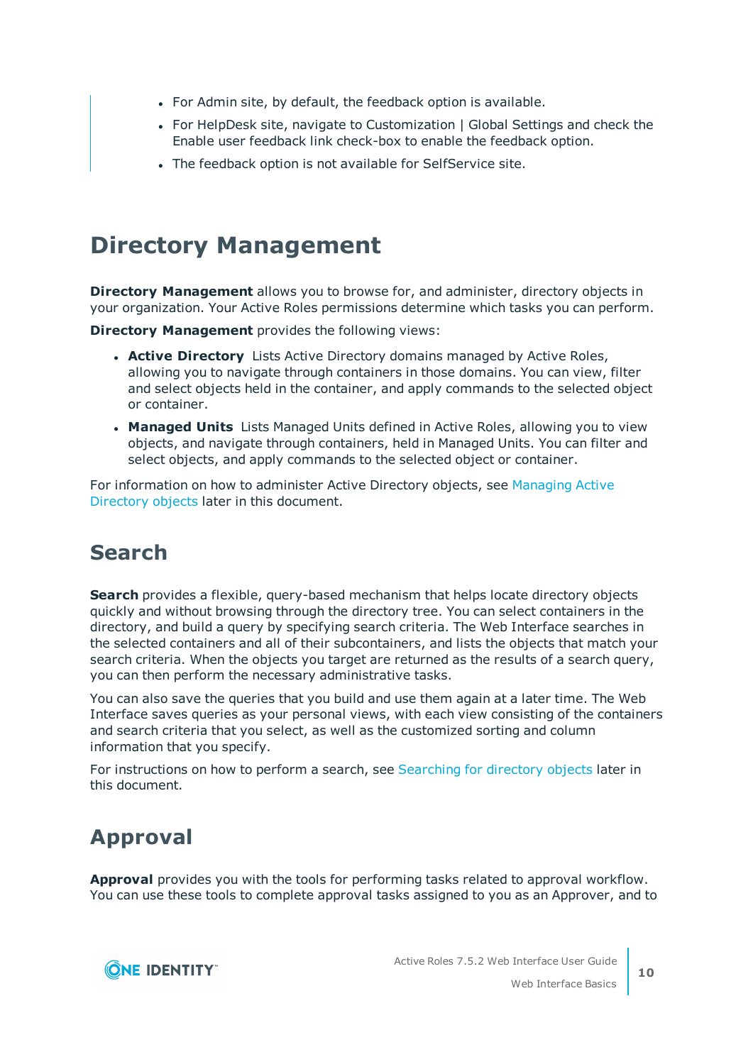- For Admin site, by default, the feedback option is available.
- For HelpDesk site, navigate to Customization | Global Settings and check the Enable user feedback link check-box to enable the feedback option.
- The feedback option is not available for SelfService site.

# Directory Management

**Directory Management** allows you to browse for, and administer, directory objects in your organization. Your Active Roles permissions determine which tasks you can perform.

**Directory Management** provides the following views:

- **Active Directory** Lists Active Directory domains managed by Active Roles, allowing you to navigate through containers in those domains. You can view, filter and select objects held in the container, and apply commands to the selected object or container.
- **Managed Units** Lists Managed Units defined in Active Roles, allowing you to view objects, and navigate through containers, held in Managed Units. You can filter and select objects, and apply commands to the selected object or container.

For information on how to administer Active Directory objects, see Managing Active Directory objects later in this document.

## Search

**Search** provides a flexible, query-based mechanism that helps locate directory objects quickly and without browsing through the directory tree. You can select containers in the directory, and build a query by specifying search criteria. The Web Interface searches in the selected containers and all of their subcontainers, and lists the objects that match your search criteria. When the objects you target are returned as the results of a search query, you can then perform the necessary administrative tasks.

You can also save the queries that you build and use them again at a later time. The Web Interface saves queries as your personal views, with each view consisting of the containers and search criteria that you select, as well as the customized sorting and column information that you specify.

For instructions on how to perform a search, see Searching for directory objects later in this document.

## Approval

**Approval** provides you with the tools for performing tasks related to approval workflow. You can use these tools to complete approval tasks assigned to you as an Approver, and to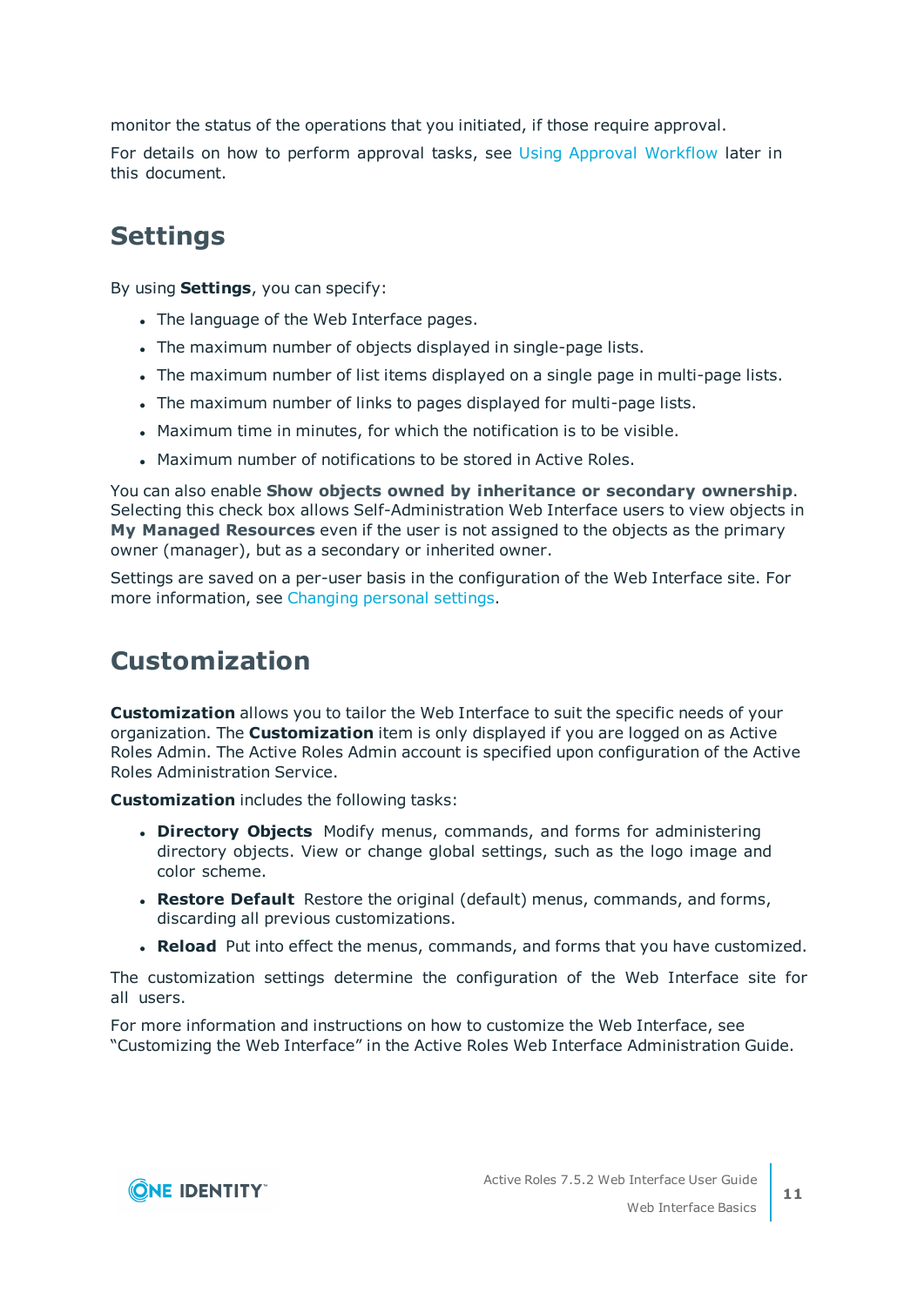monitor the status of the operations that you initiated, if those require approval.

For details on how to perform approval tasks, see Using Approval Workflow later in this document.

## Settings

By using **Settings**, you can specify:

- The language of the Web Interface pages.
- The maximum number of objects displayed in single-page lists.
- The maximum number of list items displayed on a single page in multi-page lists.
- The maximum number of links to pages displayed for multi-page lists.
- Maximum time in minutes, for which the notification is to be visible.
- Maximum number of notifications to be stored in Active Roles.

You can also enable **Show objects owned by inheritance or secondary ownership**. Selecting this check box allows Self-Administration Web Interface users to view objects in **My Managed Resources** even if the user is not assigned to the objects as the primary owner (manager), but as a secondary or inherited owner.

Settings are saved on a per-user basis in the configuration of the Web Interface site. For more information, see Changing personal settings.

## Customization

**Customization** allows you to tailor the Web Interface to suit the specific needs of your organization. The **Customization** item is only displayed if you are logged on as Active Roles Admin. The Active Roles Admin account is specified upon configuration of the Active Roles Administration Service.

**Customization** includes the following tasks:

- **Directory Objects** Modify menus, commands, and forms for administering directory objects. View or change global settings, such as the logo image and color scheme.
- **Restore Default** Restore the original (default) menus, commands, and forms, discarding all previous customizations.
- **Reload** Put into effect the menus, commands, and forms that you have customized.

The customization settings determine the configuration of the Web Interface site for all users.

For more information and instructions on how to customize the Web Interface, see “Customizing the Web Interface” in the Active Roles Web Interface Administration Guide.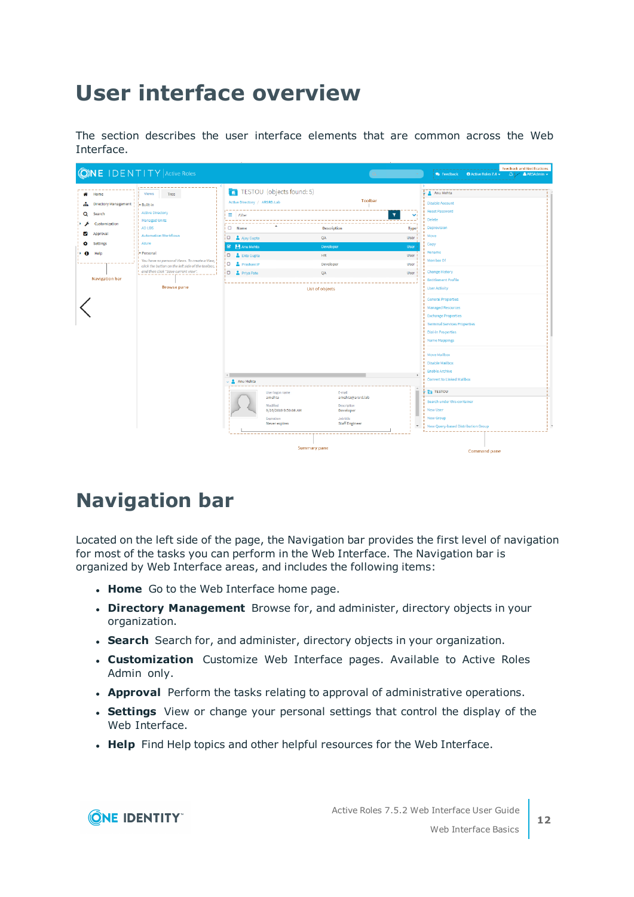# User interface overview

The section describes the user interface elements that are common across the Web Interface.

# Navigation bar

Located on the left side of the page, the Navigation bar provides the first level of navigation for most of the tasks you can perform in the Web Interface. The Navigation bar is organized by Web Interface areas, and includes the following items:

- **Home** Go to the Web Interface home page.
- **Directory Management** Browse for, and administer, directory objects in your organization.
- **Search** Search for, and administer, directory objects in your organization.
- **Customization** Customize Web Interface pages. Available to Active Roles Admin only.
- **Approval** Perform the tasks relating to approval of administrative operations.
- **Settings** View or change your personal settings that control the display of the Web Interface.
- **Help** Find Help topics and other helpful resources for the Web Interface.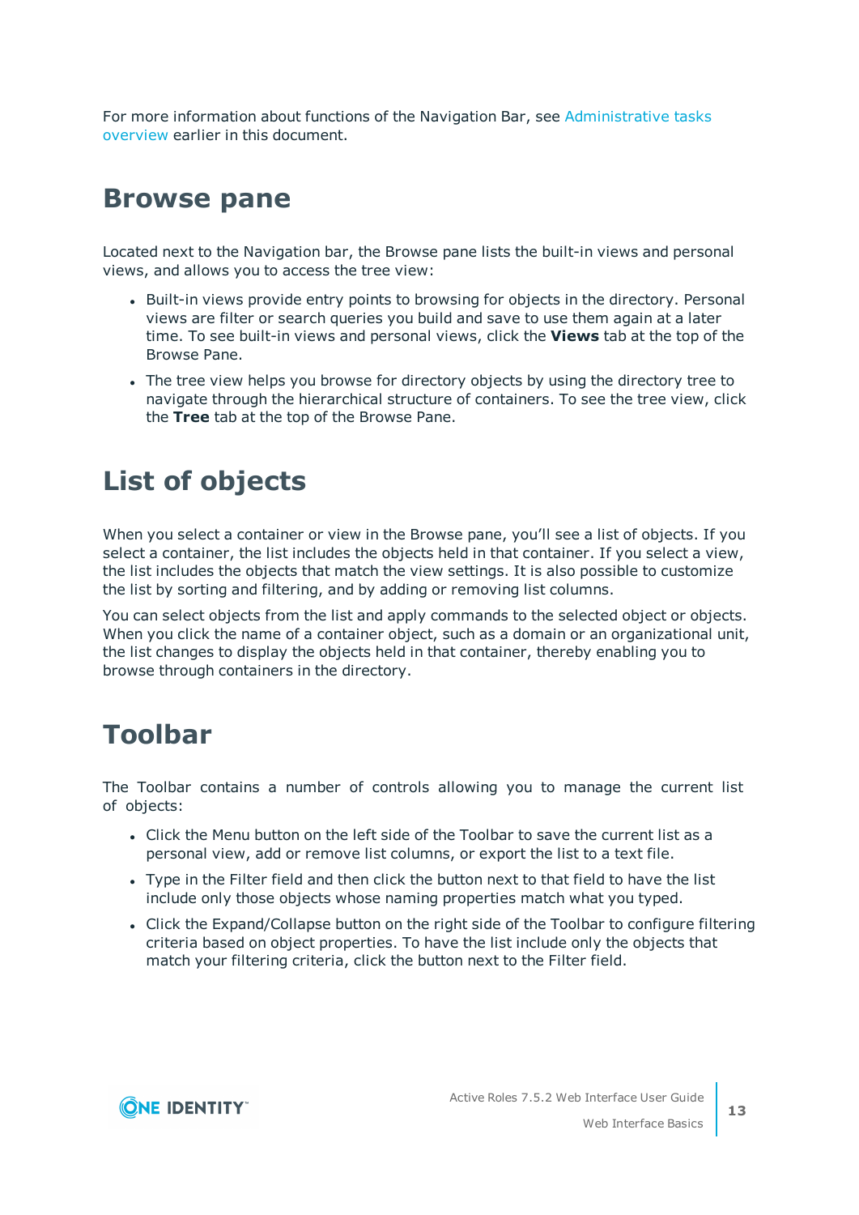For more information about functions of the Navigation Bar, see Administrative tasks overview earlier in this document.

# Browse pane

Located next to the Navigation bar, the Browse pane lists the built-in views and personal views, and allows you to access the tree view:

- Built-in views provide entry points to browsing for objects in the directory. Personal views are filter or search queries you build and save to use them again at a later time. To see built-in views and personal views, click the **Views** tab at the top of the Browse Pane.
- The tree view helps you browse for directory objects by using the directory tree to navigate through the hierarchical structure of containers. To see the tree view, click the **Tree** tab at the top of the Browse Pane.

# List of objects

When you select a container or view in the Browse pane, you'll see a list of objects. If you select a container, the list includes the objects held in that container. If you select a view, the list includes the objects that match the view settings. It is also possible to customize the list by sorting and filtering, and by adding or removing list columns.

You can select objects from the list and apply commands to the selected object or objects. When you click the name of a container object, such as a domain or an organizational unit, the list changes to display the objects held in that container, thereby enabling you to browse through containers in the directory.

# Toolbar

The Toolbar contains a number of controls allowing you to manage the current list of objects:

- Click the Menu button on the left side of the Toolbar to save the current list as a personal view, add or remove list columns, or export the list to a text file.
- Type in the Filter field and then click the button next to that field to have the list include only those objects whose naming properties match what you typed.
- Click the Expand/Collapse button on the right side of the Toolbar to configure filtering criteria based on object properties. To have the list include only the objects that match your filtering criteria, click the button next to the Filter field.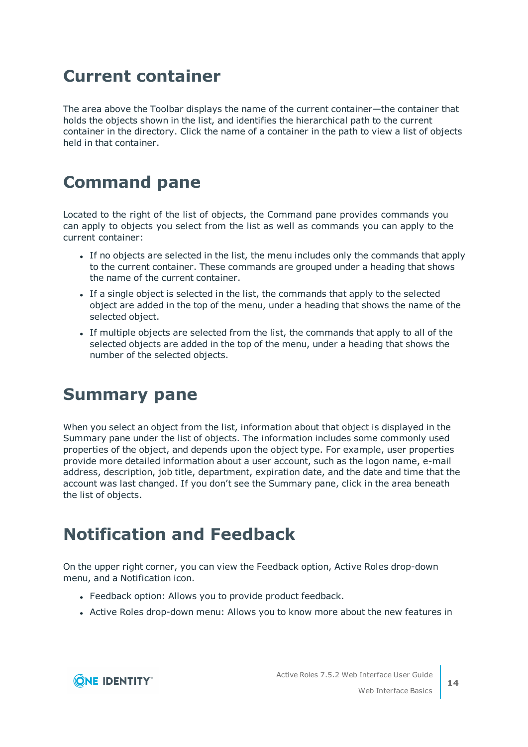# Current container

The area above the Toolbar displays the name of the current container—the container that holds the objects shown in the list, and identifies the hierarchical path to the current container in the directory. Click the name of a container in the path to view a list of objects held in that container.

# Command pane

Located to the right of the list of objects, the Command pane provides commands you can apply to objects you select from the list as well as commands you can apply to the current container:

- If no objects are selected in the list, the menu includes only the commands that apply to the current container. These commands are grouped under a heading that shows the name of the current container.
- If a single object is selected in the list, the commands that apply to the selected object are added in the top of the menu, under a heading that shows the name of the selected object.
- If multiple objects are selected from the list, the commands that apply to all of the selected objects are added in the top of the menu, under a heading that shows the number of the selected objects.

# Summary pane

When you select an object from the list, information about that object is displayed in the Summary pane under the list of objects. The information includes some commonly used properties of the object, and depends upon the object type. For example, user properties provide more detailed information about a user account, such as the logon name, e-mail address, description, job title, department, expiration date, and the date and time that the account was last changed. If you don't see the Summary pane, click in the area beneath the list of objects.

# Notification and Feedback

On the upper right corner, you can view the Feedback option, Active Roles drop-down menu, and a Notification icon.

- Feedback option: Allows you to provide product feedback.
- Active Roles drop-down menu: Allows you to know more about the new features in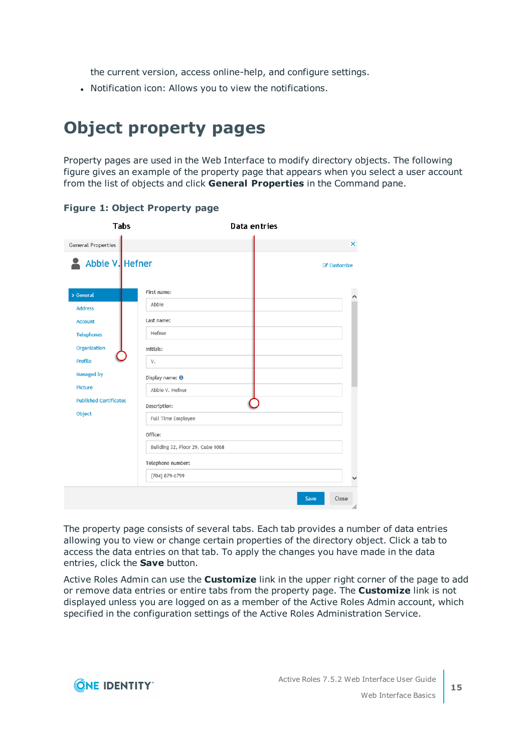the current version, access online-help, and configure settings.

- Notification icon: Allows you to view the notifications.

# Object property pages

Property pages are used in the Web Interface to modify directory objects. The following figure gives an example of the property page that appears when you select a user account from the list of objects and click **General Properties** in the Command pane.

**Figure 1: Object Property page**

The property page consists of several tabs. Each tab provides a number of data entries allowing you to view or change certain properties of the directory object. Click a tab to access the data entries on that tab. To apply the changes you have made in the data entries, click the **Save** button.

Active Roles Admin can use the **Customize** link in the upper right corner of the page to add or remove data entries or entire tabs from the property page. The **Customize** link is not displayed unless you are logged on as a member of the Active Roles Admin account, which specified in the configuration settings of the Active Roles Administration Service.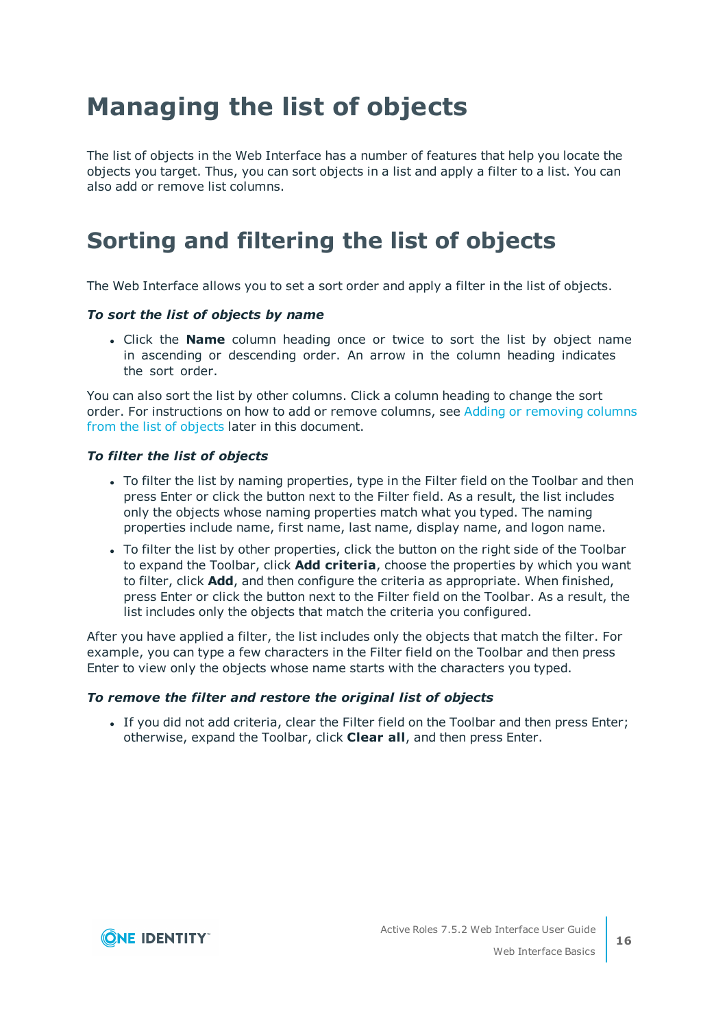# Managing the list of objects

The list of objects in the Web Interface has a number of features that help you locate the objects you target. Thus, you can sort objects in a list and apply a filter to a list. You can also add or remove list columns.

# Sorting and filtering the list of objects

The Web Interface allows you to set a sort order and apply a filter in the list of objects.

***To sort the list of objects by name***

- Click the **Name** column heading once or twice to sort the list by object name in ascending or descending order. An arrow in the column heading indicates the sort order.

You can also sort the list by other columns. Click a column heading to change the sort order. For instructions on how to add or remove columns, see Adding or removing columns from the list of objects later in this document.

***To filter the list of objects***

- To filter the list by naming properties, type in the Filter field on the Toolbar and then press Enter or click the button next to the Filter field. As a result, the list includes only the objects whose naming properties match what you typed. The naming properties include name, first name, last name, display name, and logon name.
- To filter the list by other properties, click the button on the right side of the Toolbar to expand the Toolbar, click **Add criteria**, choose the properties by which you want to filter, click **Add**, and then configure the criteria as appropriate. When finished, press Enter or click the button next to the Filter field on the Toolbar. As a result, the list includes only the objects that match the criteria you configured.

After you have applied a filter, the list includes only the objects that match the filter. For example, you can type a few characters in the Filter field on the Toolbar and then press Enter to view only the objects whose name starts with the characters you typed.

***To remove the filter and restore the original list of objects***

- If you did not add criteria, clear the Filter field on the Toolbar and then press Enter; otherwise, expand the Toolbar, click **Clear all**, and then press Enter.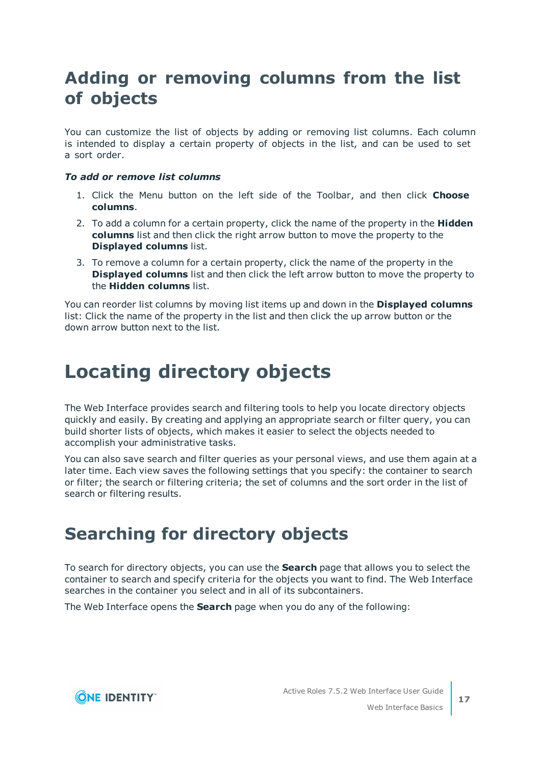## Adding or removing columns from the list of objects

You can customize the list of objects by adding or removing list columns. Each column is intended to display a certain property of objects in the list, and can be used to set a sort order.

***To add or remove list columns***

1. Click the Menu button on the left side of the Toolbar, and then click **Choose columns**.
2. To add a column for a certain property, click the name of the property in the **Hidden columns** list and then click the right arrow button to move the property to the **Displayed columns** list.
3. To remove a column for a certain property, click the name of the property in the **Displayed columns** list and then click the left arrow button to move the property to the **Hidden columns** list.

You can reorder list columns by moving list items up and down in the **Displayed columns** list: Click the name of the property in the list and then click the up arrow button or the down arrow button next to the list.

# Locating directory objects

The Web Interface provides search and filtering tools to help you locate directory objects quickly and easily. By creating and applying an appropriate search or filter query, you can build shorter lists of objects, which makes it easier to select the objects needed to accomplish your administrative tasks.

You can also save search and filter queries as your personal views, and use them again at a later time. Each view saves the following settings that you specify: the container to search or filter; the search or filtering criteria; the set of columns and the sort order in the list of search or filtering results.

## Searching for directory objects

To search for directory objects, you can use the **Search** page that allows you to select the container to search and specify criteria for the objects you want to find. The Web Interface searches in the container you select and in all of its subcontainers.

The Web Interface opens the **Search** page when you do any of the following: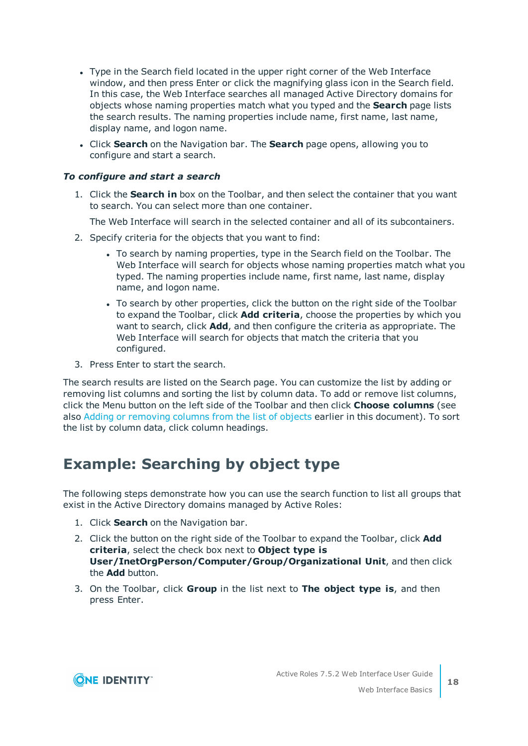- Type in the Search field located in the upper right corner of the Web Interface window, and then press Enter or click the magnifying glass icon in the Search field. In this case, the Web Interface searches all managed Active Directory domains for objects whose naming properties match what you typed and the **Search** page lists the search results. The naming properties include name, first name, last name, display name, and logon name.
- Click **Search** on the Navigation bar. The **Search** page opens, allowing you to configure and start a search.

***To configure and start a search***

1. Click the **Search in** box on the Toolbar, and then select the container that you want to search. You can select more than one container.

   The Web Interface will search in the selected container and all of its subcontainers.

2. Specify criteria for the objects that you want to find:

   - To search by naming properties, type in the Search field on the Toolbar. The Web Interface will search for objects whose naming properties match what you typed. The naming properties include name, first name, last name, display name, and logon name.
   - To search by other properties, click the button on the right side of the Toolbar to expand the Toolbar, click **Add criteria**, choose the properties by which you want to search, click **Add**, and then configure the criteria as appropriate. The Web Interface will search for objects that match the criteria that you configured.

3. Press Enter to start the search.

The search results are listed on the Search page. You can customize the list by adding or removing list columns and sorting the list by column data. To add or remove list columns, click the Menu button on the left side of the Toolbar and then click **Choose columns** (see also Adding or removing columns from the list of objects earlier in this document). To sort the list by column data, click column headings.

## Example: Searching by object type

The following steps demonstrate how you can use the search function to list all groups that exist in the Active Directory domains managed by Active Roles:

1. Click **Search** on the Navigation bar.
2. Click the button on the right side of the Toolbar to expand the Toolbar, click **Add criteria**, select the check box next to **Object type is User/InetOrgPerson/Computer/Group/Organizational Unit**, and then click the **Add** button.
3. On the Toolbar, click **Group** in the list next to **The object type is**, and then press Enter.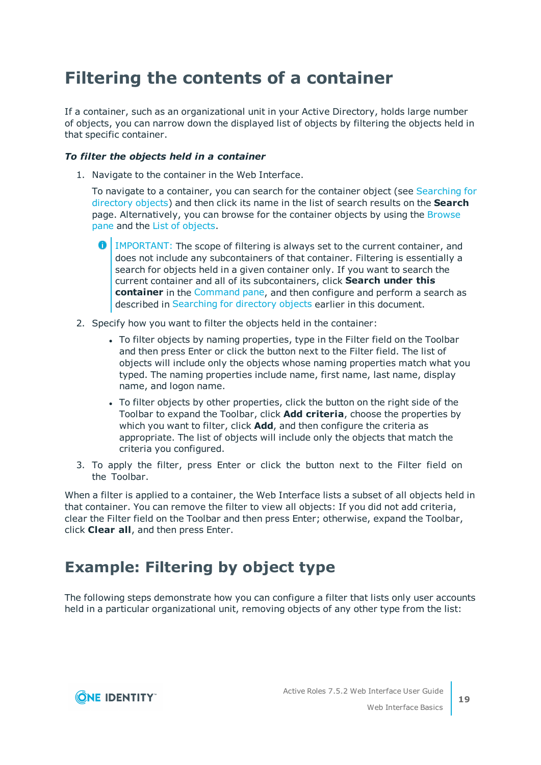# Filtering the contents of a container

If a container, such as an organizational unit in your Active Directory, holds large number of objects, you can narrow down the displayed list of objects by filtering the objects held in that specific container.

***To filter the objects held in a container***

1. Navigate to the container in the Web Interface.

   To navigate to a container, you can search for the container object (see Searching for directory objects) and then click its name in the list of search results on the **Search** page. Alternatively, you can browse for the container objects by using the Browse pane and the List of objects.

   > IMPORTANT: The scope of filtering is always set to the current container, and does not include any subcontainers of that container. Filtering is essentially a search for objects held in a given container only. If you want to search the current container and all of its subcontainers, click **Search under this container** in the Command pane, and then configure and perform a search as described in Searching for directory objects earlier in this document.

2. Specify how you want to filter the objects held in the container:

   - To filter objects by naming properties, type in the Filter field on the Toolbar and then press Enter or click the button next to the Filter field. The list of objects will include only the objects whose naming properties match what you typed. The naming properties include name, first name, last name, display name, and logon name.
   - To filter objects by other properties, click the button on the right side of the Toolbar to expand the Toolbar, click **Add criteria**, choose the properties by which you want to filter, click **Add**, and then configure the criteria as appropriate. The list of objects will include only the objects that match the criteria you configured.

3. To apply the filter, press Enter or click the button next to the Filter field on the Toolbar.

When a filter is applied to a container, the Web Interface lists a subset of all objects held in that container. You can remove the filter to view all objects: If you did not add criteria, clear the Filter field on the Toolbar and then press Enter; otherwise, expand the Toolbar, click **Clear all**, and then press Enter.

## Example: Filtering by object type

The following steps demonstrate how you can configure a filter that lists only user accounts held in a particular organizational unit, removing objects of any other type from the list: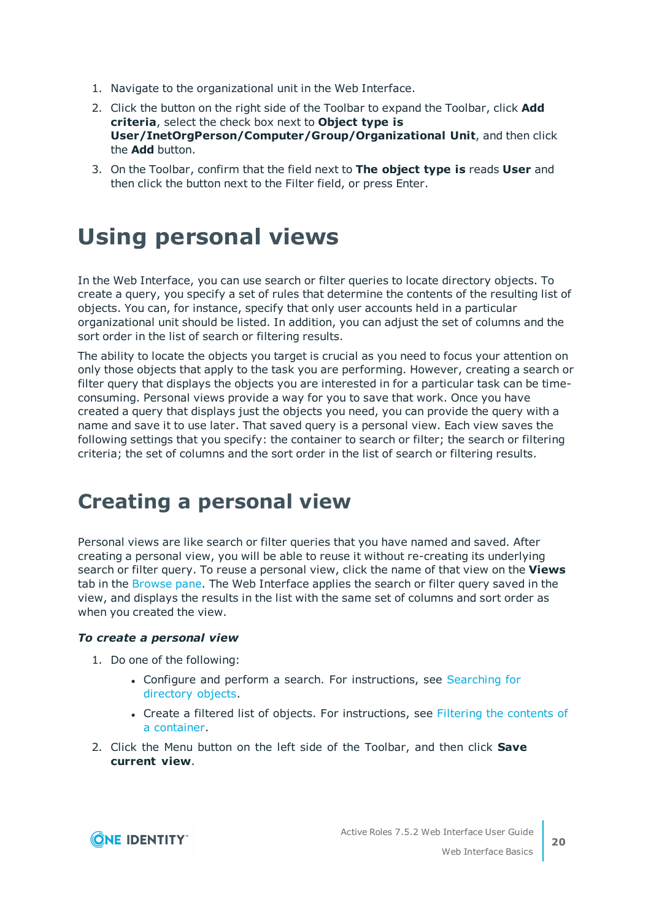1. Navigate to the organizational unit in the Web Interface.
2. Click the button on the right side of the Toolbar to expand the Toolbar, click **Add criteria**, select the check box next to **Object type is User/InetOrgPerson/Computer/Group/Organizational Unit**, and then click the **Add** button.
3. On the Toolbar, confirm that the field next to **The object type is** reads **User** and then click the button next to the Filter field, or press Enter.

# Using personal views

In the Web Interface, you can use search or filter queries to locate directory objects. To create a query, you specify a set of rules that determine the contents of the resulting list of objects. You can, for instance, specify that only user accounts held in a particular organizational unit should be listed. In addition, you can adjust the set of columns and the sort order in the list of search or filtering results.

The ability to locate the objects you target is crucial as you need to focus your attention on only those objects that apply to the task you are performing. However, creating a search or filter query that displays the objects you are interested in for a particular task can be time-consuming. Personal views provide a way for you to save that work. Once you have created a query that displays just the objects you need, you can provide the query with a name and save it to use later. That saved query is a personal view. Each view saves the following settings that you specify: the container to search or filter; the search or filtering criteria; the set of columns and the sort order in the list of search or filtering results.

# Creating a personal view

Personal views are like search or filter queries that you have named and saved. After creating a personal view, you will be able to reuse it without re-creating its underlying search or filter query. To reuse a personal view, click the name of that view on the **Views** tab in the Browse pane. The Web Interface applies the search or filter query saved in the view, and displays the results in the list with the same set of columns and sort order as when you created the view.

***To create a personal view***

1. Do one of the following:
   - Configure and perform a search. For instructions, see Searching for directory objects.
   - Create a filtered list of objects. For instructions, see Filtering the contents of a container.
2. Click the Menu button on the left side of the Toolbar, and then click **Save current view**.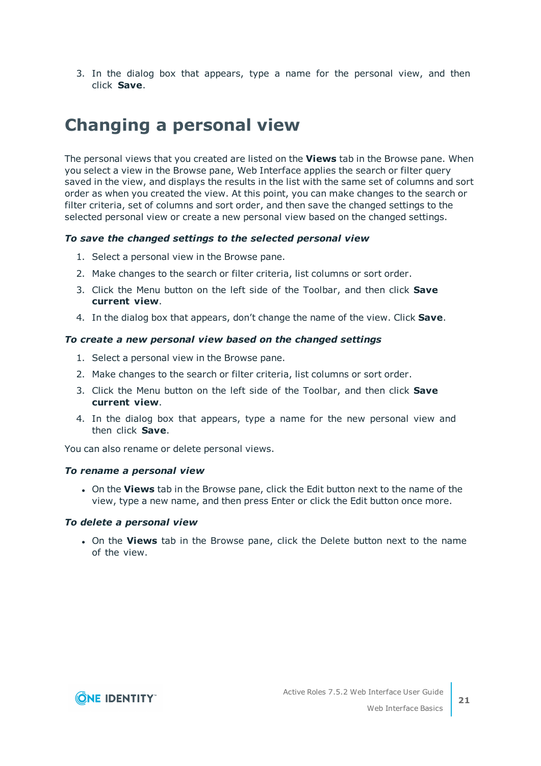3. In the dialog box that appears, type a name for the personal view, and then click **Save**.

# Changing a personal view

The personal views that you created are listed on the **Views** tab in the Browse pane. When you select a view in the Browse pane, Web Interface applies the search or filter query saved in the view, and displays the results in the list with the same set of columns and sort order as when you created the view. At this point, you can make changes to the search or filter criteria, set of columns and sort order, and then save the changed settings to the selected personal view or create a new personal view based on the changed settings.

***To save the changed settings to the selected personal view***

1. Select a personal view in the Browse pane.
2. Make changes to the search or filter criteria, list columns or sort order.
3. Click the Menu button on the left side of the Toolbar, and then click **Save current view**.
4. In the dialog box that appears, don't change the name of the view. Click **Save**.

***To create a new personal view based on the changed settings***

1. Select a personal view in the Browse pane.
2. Make changes to the search or filter criteria, list columns or sort order.
3. Click the Menu button on the left side of the Toolbar, and then click **Save current view**.
4. In the dialog box that appears, type a name for the new personal view and then click **Save**.

You can also rename or delete personal views.

***To rename a personal view***

- On the **Views** tab in the Browse pane, click the Edit button next to the name of the view, type a new name, and then press Enter or click the Edit button once more.

***To delete a personal view***

- On the **Views** tab in the Browse pane, click the Delete button next to the name of the view.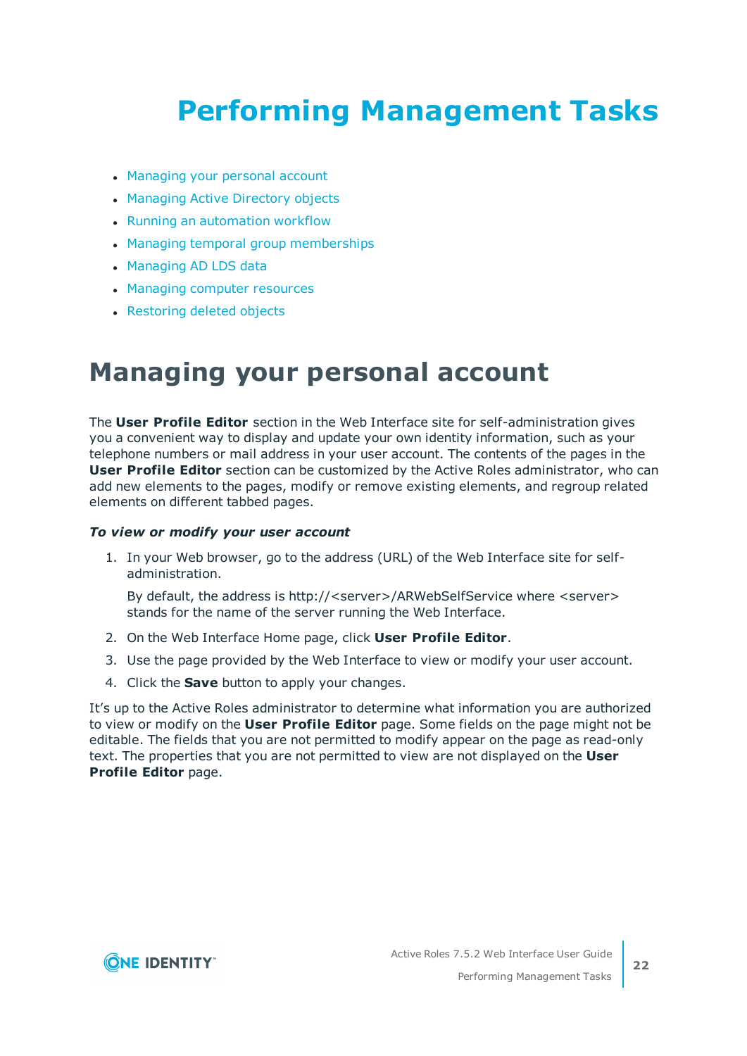# Performing Management Tasks

- Managing your personal account
- Managing Active Directory objects
- Running an automation workflow
- Managing temporal group memberships
- Managing AD LDS data
- Managing computer resources
- Restoring deleted objects

## Managing your personal account

The **User Profile Editor** section in the Web Interface site for self-administration gives you a convenient way to display and update your own identity information, such as your telephone numbers or mail address in your user account. The contents of the pages in the **User Profile Editor** section can be customized by the Active Roles administrator, who can add new elements to the pages, modify or remove existing elements, and regroup related elements on different tabbed pages.

***To view or modify your user account***

1. In your Web browser, go to the address (URL) of the Web Interface site for self-administration.

   By default, the address is http://<server>/ARWebSelfService where <server> stands for the name of the server running the Web Interface.

2. On the Web Interface Home page, click **User Profile Editor**.
3. Use the page provided by the Web Interface to view or modify your user account.
4. Click the **Save** button to apply your changes.

It's up to the Active Roles administrator to determine what information you are authorized to view or modify on the **User Profile Editor** page. Some fields on the page might not be editable. The fields that you are not permitted to modify appear on the page as read-only text. The properties that you are not permitted to view are not displayed on the **User Profile Editor** page.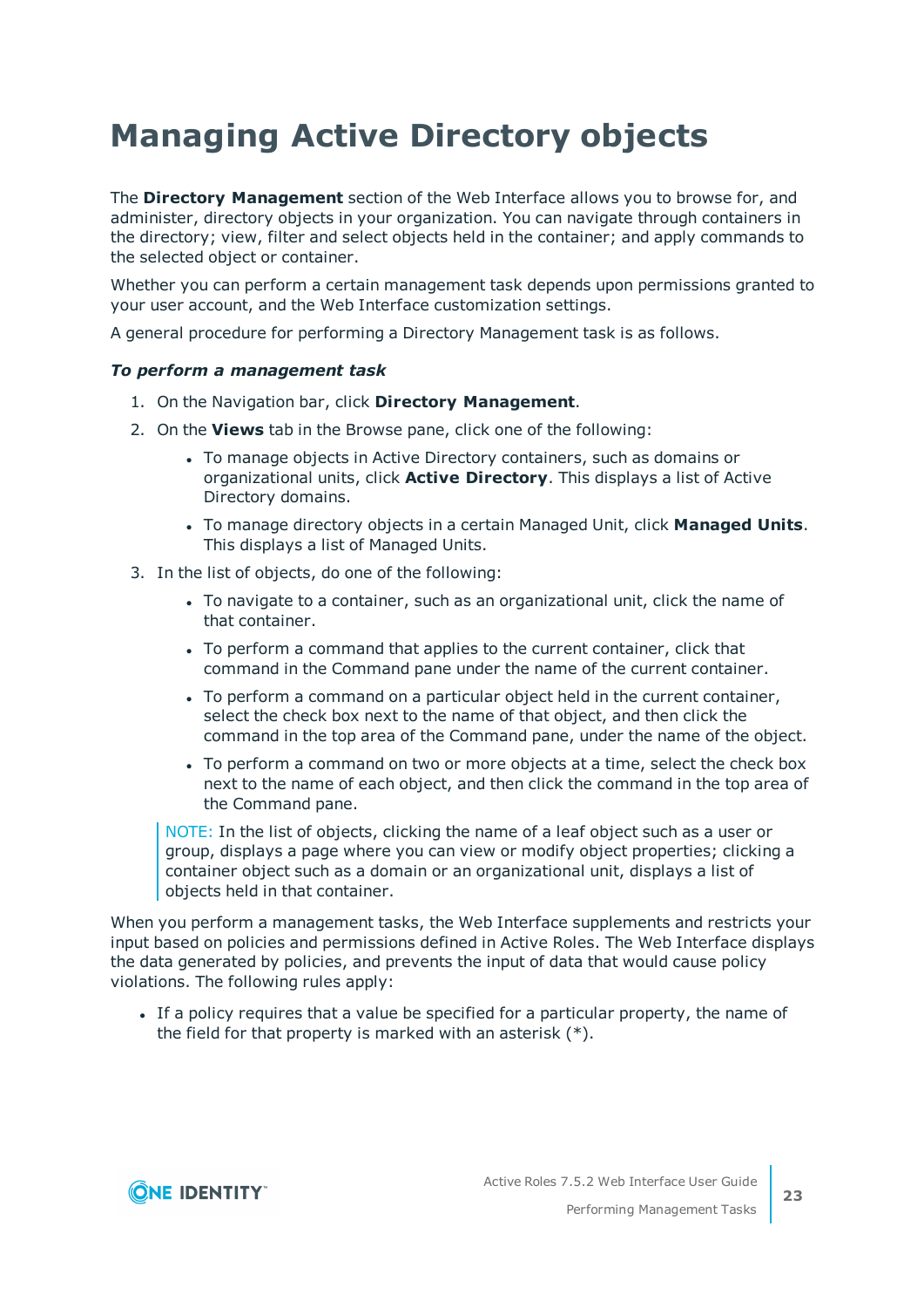# Managing Active Directory objects

The **Directory Management** section of the Web Interface allows you to browse for, and administer, directory objects in your organization. You can navigate through containers in the directory; view, filter and select objects held in the container; and apply commands to the selected object or container.

Whether you can perform a certain management task depends upon permissions granted to your user account, and the Web Interface customization settings.

A general procedure for performing a Directory Management task is as follows.

***To perform a management task***

1. On the Navigation bar, click **Directory Management**.
2. On the **Views** tab in the Browse pane, click one of the following:
   - To manage objects in Active Directory containers, such as domains or organizational units, click **Active Directory**. This displays a list of Active Directory domains.
   - To manage directory objects in a certain Managed Unit, click **Managed Units**. This displays a list of Managed Units.
3. In the list of objects, do one of the following:
   - To navigate to a container, such as an organizational unit, click the name of that container.
   - To perform a command that applies to the current container, click that command in the Command pane under the name of the current container.
   - To perform a command on a particular object held in the current container, select the check box next to the name of that object, and then click the command in the top area of the Command pane, under the name of the object.
   - To perform a command on two or more objects at a time, select the check box next to the name of each object, and then click the command in the top area of the Command pane.

   NOTE: In the list of objects, clicking the name of a leaf object such as a user or group, displays a page where you can view or modify object properties; clicking a container object such as a domain or an organizational unit, displays a list of objects held in that container.

When you perform a management tasks, the Web Interface supplements and restricts your input based on policies and permissions defined in Active Roles. The Web Interface displays the data generated by policies, and prevents the input of data that would cause policy violations. The following rules apply:

- If a policy requires that a value be specified for a particular property, the name of the field for that property is marked with an asterisk (*).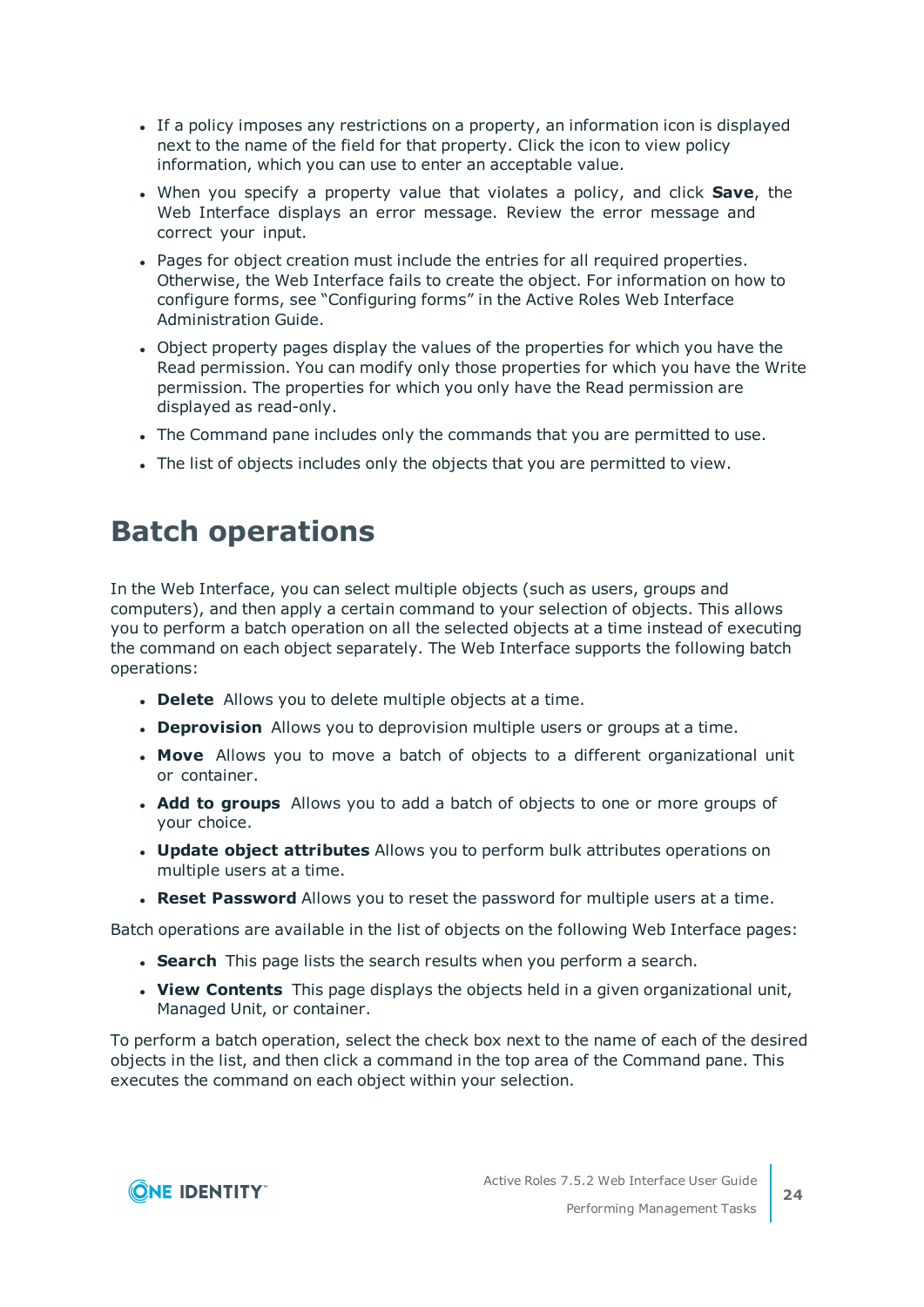- If a policy imposes any restrictions on a property, an information icon is displayed next to the name of the field for that property. Click the icon to view policy information, which you can use to enter an acceptable value.
- When you specify a property value that violates a policy, and click **Save**, the Web Interface displays an error message. Review the error message and correct your input.
- Pages for object creation must include the entries for all required properties. Otherwise, the Web Interface fails to create the object. For information on how to configure forms, see "Configuring forms" in the Active Roles Web Interface Administration Guide.
- Object property pages display the values of the properties for which you have the Read permission. You can modify only those properties for which you have the Write permission. The properties for which you only have the Read permission are displayed as read-only.
- The Command pane includes only the commands that you are permitted to use.
- The list of objects includes only the objects that you are permitted to view.

# Batch operations

In the Web Interface, you can select multiple objects (such as users, groups and computers), and then apply a certain command to your selection of objects. This allows you to perform a batch operation on all the selected objects at a time instead of executing the command on each object separately. The Web Interface supports the following batch operations:

- **Delete** Allows you to delete multiple objects at a time.
- **Deprovision** Allows you to deprovision multiple users or groups at a time.
- **Move** Allows you to move a batch of objects to a different organizational unit or container.
- **Add to groups** Allows you to add a batch of objects to one or more groups of your choice.
- **Update object attributes** Allows you to perform bulk attributes operations on multiple users at a time.
- **Reset Password** Allows you to reset the password for multiple users at a time.

Batch operations are available in the list of objects on the following Web Interface pages:

- **Search** This page lists the search results when you perform a search.
- **View Contents** This page displays the objects held in a given organizational unit, Managed Unit, or container.

To perform a batch operation, select the check box next to the name of each of the desired objects in the list, and then click a command in the top area of the Command pane. This executes the command on each object within your selection.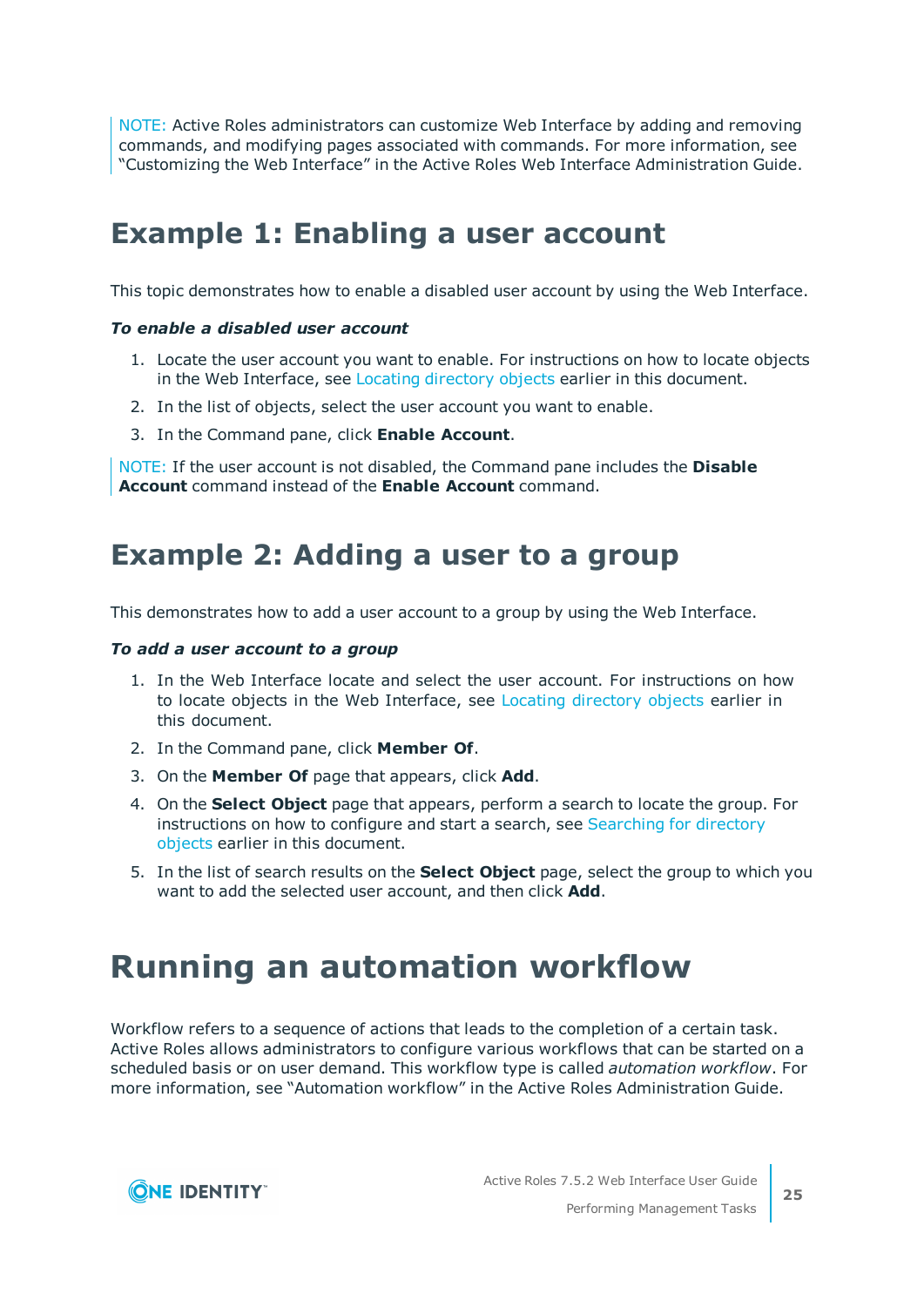NOTE: Active Roles administrators can customize Web Interface by adding and removing commands, and modifying pages associated with commands. For more information, see "Customizing the Web Interface" in the Active Roles Web Interface Administration Guide.

## Example 1: Enabling a user account

This topic demonstrates how to enable a disabled user account by using the Web Interface.

***To enable a disabled user account***

1. Locate the user account you want to enable. For instructions on how to locate objects in the Web Interface, see Locating directory objects earlier in this document.
2. In the list of objects, select the user account you want to enable.
3. In the Command pane, click **Enable Account**.

NOTE: If the user account is not disabled, the Command pane includes the **Disable Account** command instead of the **Enable Account** command.

## Example 2: Adding a user to a group

This demonstrates how to add a user account to a group by using the Web Interface.

***To add a user account to a group***

1. In the Web Interface locate and select the user account. For instructions on how to locate objects in the Web Interface, see Locating directory objects earlier in this document.
2. In the Command pane, click **Member Of**.
3. On the **Member Of** page that appears, click **Add**.
4. On the **Select Object** page that appears, perform a search to locate the group. For instructions on how to configure and start a search, see Searching for directory objects earlier in this document.
5. In the list of search results on the **Select Object** page, select the group to which you want to add the selected user account, and then click **Add**.

# Running an automation workflow

Workflow refers to a sequence of actions that leads to the completion of a certain task. Active Roles allows administrators to configure various workflows that can be started on a scheduled basis or on user demand. This workflow type is called *automation workflow*. For more information, see "Automation workflow" in the Active Roles Administration Guide.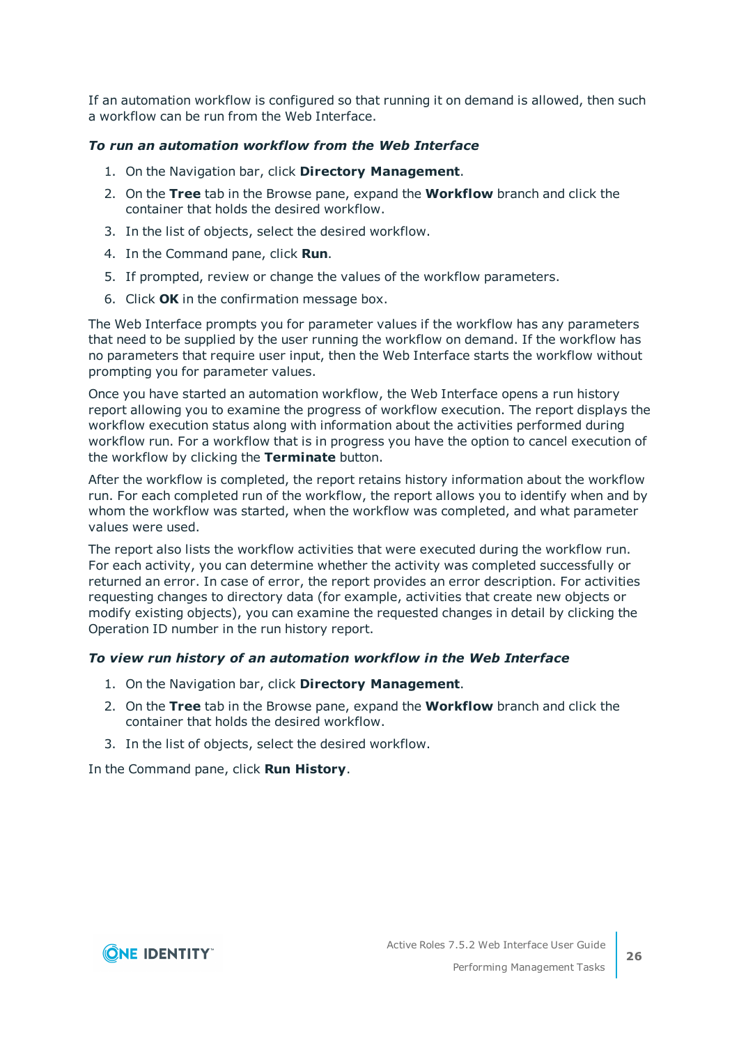If an automation workflow is configured so that running it on demand is allowed, then such a workflow can be run from the Web Interface.

***To run an automation workflow from the Web Interface***

1. On the Navigation bar, click **Directory Management**.
2. On the **Tree** tab in the Browse pane, expand the **Workflow** branch and click the container that holds the desired workflow.
3. In the list of objects, select the desired workflow.
4. In the Command pane, click **Run**.
5. If prompted, review or change the values of the workflow parameters.
6. Click **OK** in the confirmation message box.

The Web Interface prompts you for parameter values if the workflow has any parameters that need to be supplied by the user running the workflow on demand. If the workflow has no parameters that require user input, then the Web Interface starts the workflow without prompting you for parameter values.

Once you have started an automation workflow, the Web Interface opens a run history report allowing you to examine the progress of workflow execution. The report displays the workflow execution status along with information about the activities performed during workflow run. For a workflow that is in progress you have the option to cancel execution of the workflow by clicking the **Terminate** button.

After the workflow is completed, the report retains history information about the workflow run. For each completed run of the workflow, the report allows you to identify when and by whom the workflow was started, when the workflow was completed, and what parameter values were used.

The report also lists the workflow activities that were executed during the workflow run. For each activity, you can determine whether the activity was completed successfully or returned an error. In case of error, the report provides an error description. For activities requesting changes to directory data (for example, activities that create new objects or modify existing objects), you can examine the requested changes in detail by clicking the Operation ID number in the run history report.

***To view run history of an automation workflow in the Web Interface***

1. On the Navigation bar, click **Directory Management**.
2. On the **Tree** tab in the Browse pane, expand the **Workflow** branch and click the container that holds the desired workflow.
3. In the list of objects, select the desired workflow.

In the Command pane, click **Run History**.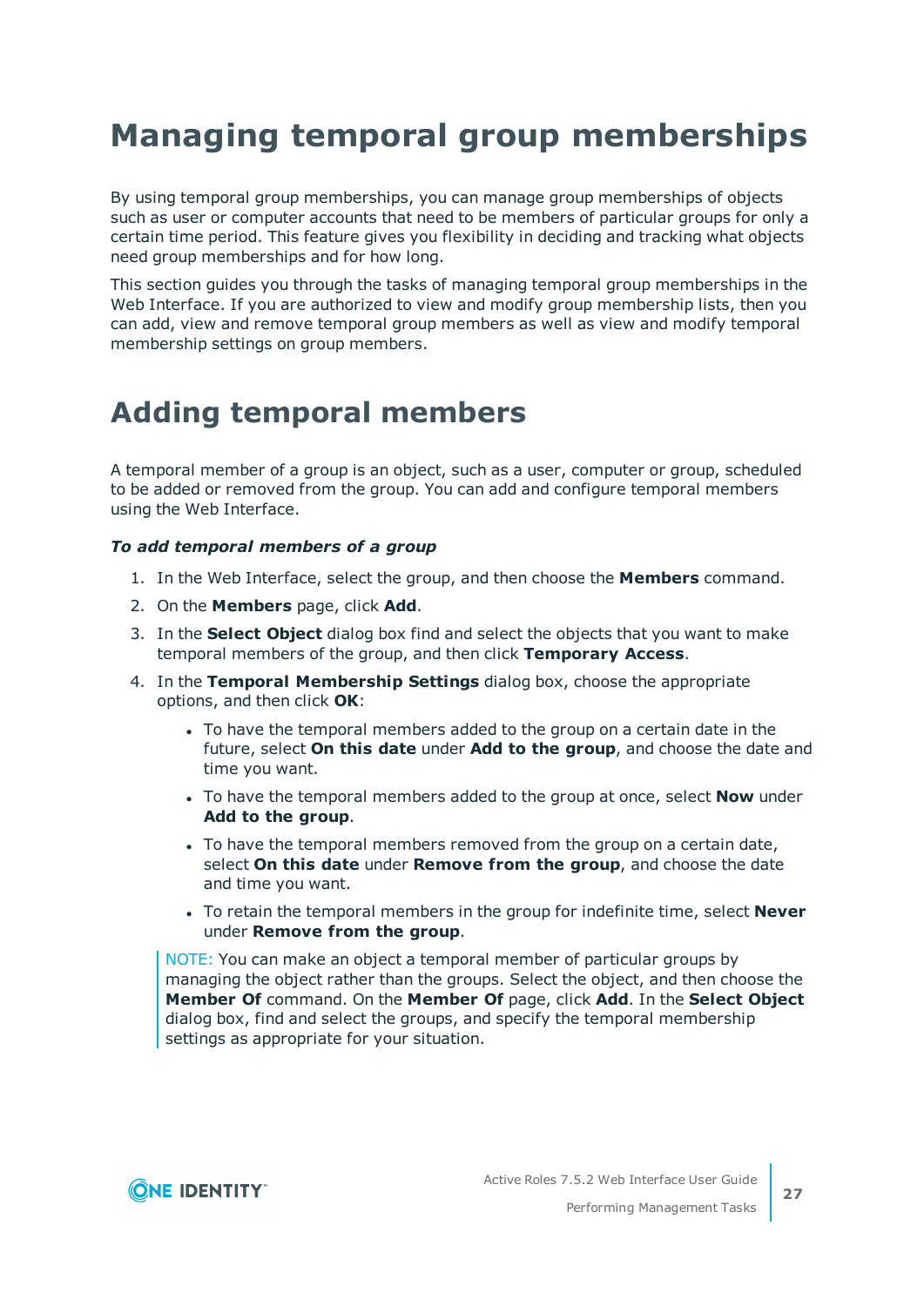# Managing temporal group memberships

By using temporal group memberships, you can manage group memberships of objects such as user or computer accounts that need to be members of particular groups for only a certain time period. This feature gives you flexibility in deciding and tracking what objects need group memberships and for how long.

This section guides you through the tasks of managing temporal group memberships in the Web Interface. If you are authorized to view and modify group membership lists, then you can add, view and remove temporal group members as well as view and modify temporal membership settings on group members.

# Adding temporal members

A temporal member of a group is an object, such as a user, computer or group, scheduled to be added or removed from the group. You can add and configure temporal members using the Web Interface.

***To add temporal members of a group***

1. In the Web Interface, select the group, and then choose the **Members** command.
2. On the **Members** page, click **Add**.
3. In the **Select Object** dialog box find and select the objects that you want to make temporal members of the group, and then click **Temporary Access**.
4. In the **Temporal Membership Settings** dialog box, choose the appropriate options, and then click **OK**:
   - To have the temporal members added to the group on a certain date in the future, select **On this date** under **Add to the group**, and choose the date and time you want.
   - To have the temporal members added to the group at once, select **Now** under **Add to the group**.
   - To have the temporal members removed from the group on a certain date, select **On this date** under **Remove from the group**, and choose the date and time you want.
   - To retain the temporal members in the group for indefinite time, select **Never** under **Remove from the group**.

> NOTE: You can make an object a temporal member of particular groups by managing the object rather than the groups. Select the object, and then choose the **Member Of** command. On the **Member Of** page, click **Add**. In the **Select Object** dialog box, find and select the groups, and specify the temporal membership settings as appropriate for your situation.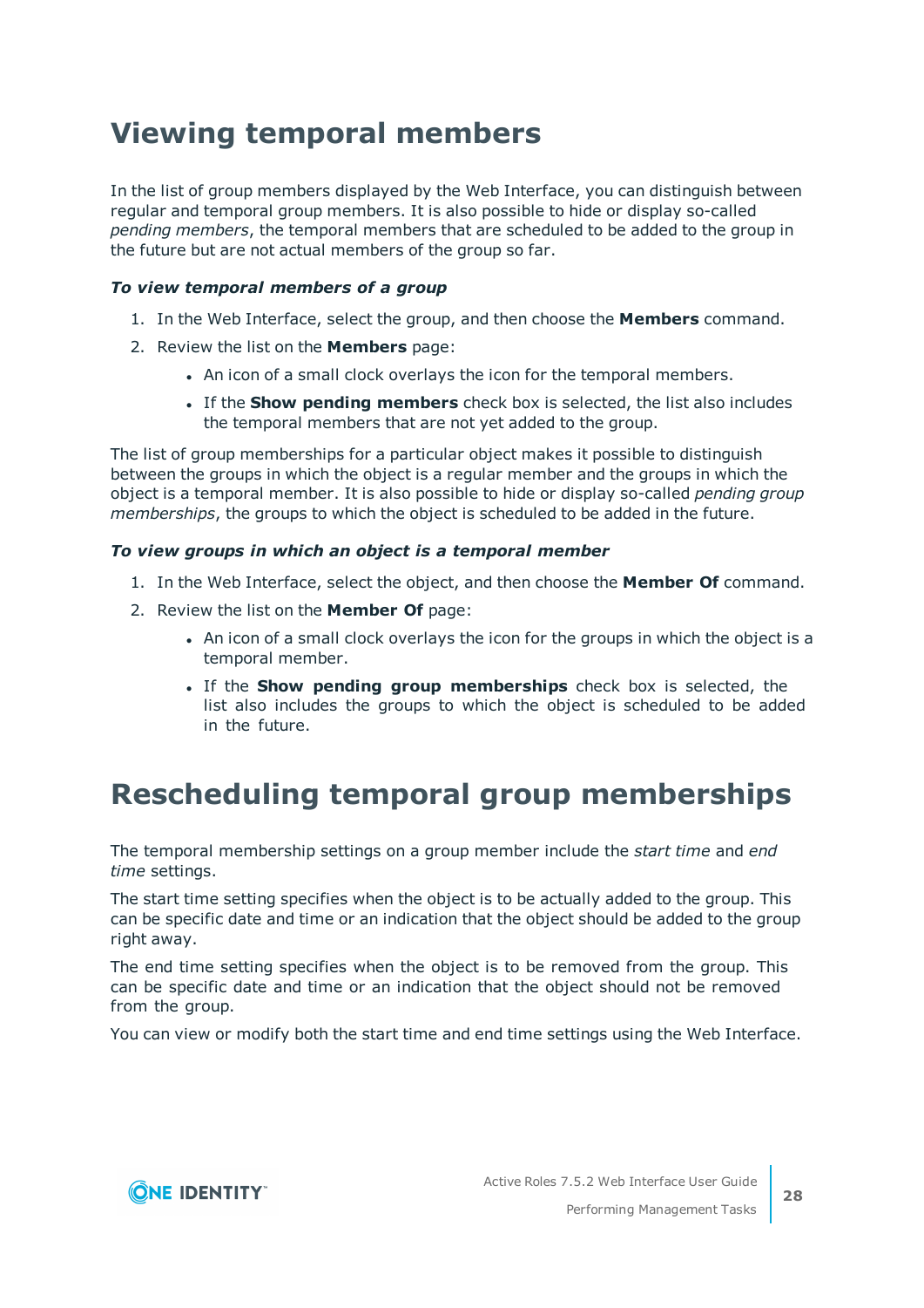# Viewing temporal members

In the list of group members displayed by the Web Interface, you can distinguish between regular and temporal group members. It is also possible to hide or display so-called *pending members*, the temporal members that are scheduled to be added to the group in the future but are not actual members of the group so far.

***To view temporal members of a group***

1. In the Web Interface, select the group, and then choose the **Members** command.
2. Review the list on the **Members** page:
   - An icon of a small clock overlays the icon for the temporal members.
   - If the **Show pending members** check box is selected, the list also includes the temporal members that are not yet added to the group.

The list of group memberships for a particular object makes it possible to distinguish between the groups in which the object is a regular member and the groups in which the object is a temporal member. It is also possible to hide or display so-called *pending group memberships*, the groups to which the object is scheduled to be added in the future.

***To view groups in which an object is a temporal member***

1. In the Web Interface, select the object, and then choose the **Member Of** command.
2. Review the list on the **Member Of** page:
   - An icon of a small clock overlays the icon for the groups in which the object is a temporal member.
   - If the **Show pending group memberships** check box is selected, the list also includes the groups to which the object is scheduled to be added in the future.

# Rescheduling temporal group memberships

The temporal membership settings on a group member include the *start time* and *end time* settings.

The start time setting specifies when the object is to be actually added to the group. This can be specific date and time or an indication that the object should be added to the group right away.

The end time setting specifies when the object is to be removed from the group. This can be specific date and time or an indication that the object should not be removed from the group.

You can view or modify both the start time and end time settings using the Web Interface.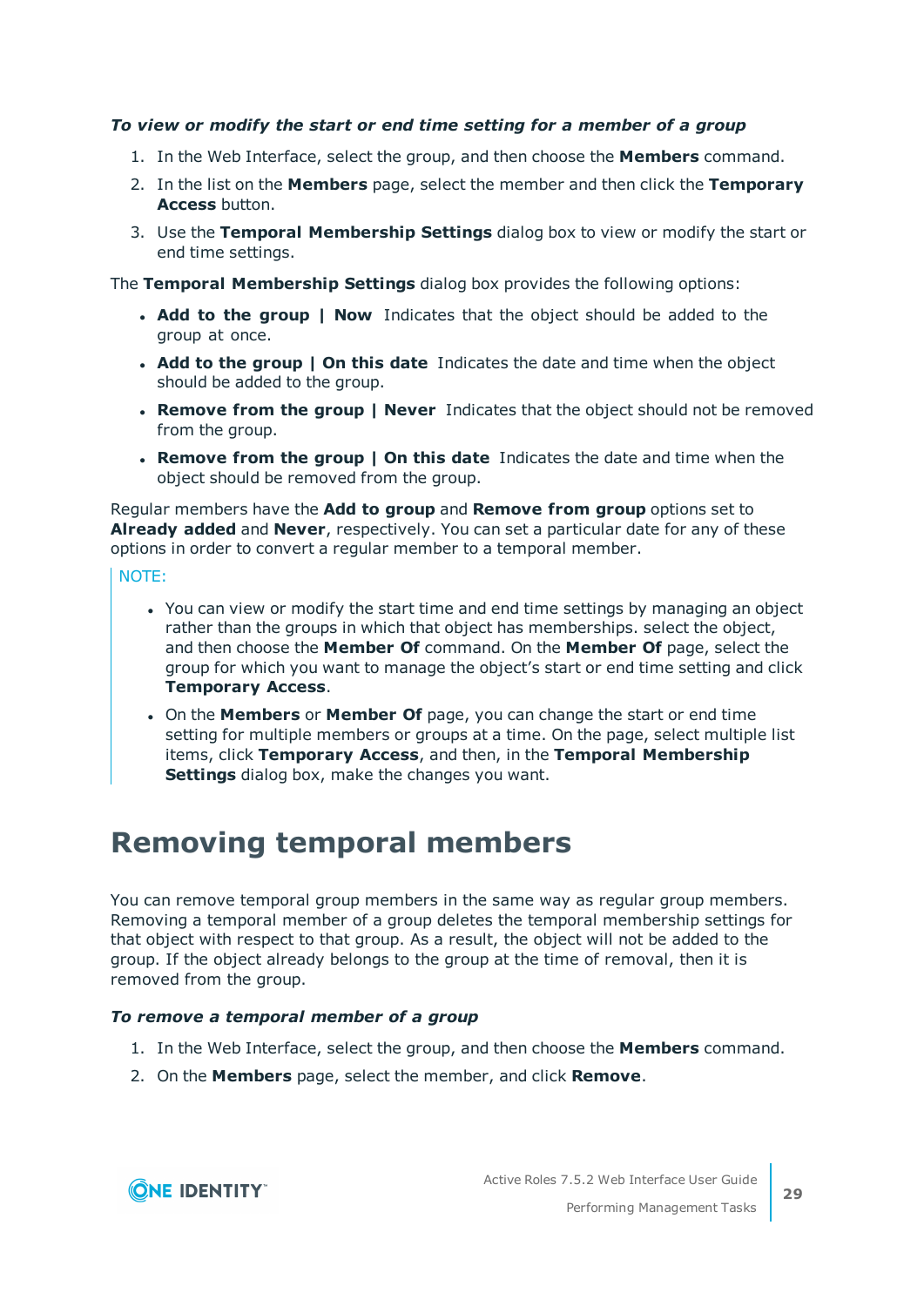*To view or modify the start or end time setting for a member of a group*

1. In the Web Interface, select the group, and then choose the **Members** command.
2. In the list on the **Members** page, select the member and then click the **Temporary Access** button.
3. Use the **Temporal Membership Settings** dialog box to view or modify the start or end time settings.

The **Temporal Membership Settings** dialog box provides the following options:

- **Add to the group | Now** Indicates that the object should be added to the group at once.
- **Add to the group | On this date** Indicates the date and time when the object should be added to the group.
- **Remove from the group | Never** Indicates that the object should not be removed from the group.
- **Remove from the group | On this date** Indicates the date and time when the object should be removed from the group.

Regular members have the **Add to group** and **Remove from group** options set to **Already added** and **Never**, respectively. You can set a particular date for any of these options in order to convert a regular member to a temporal member.

NOTE:

- You can view or modify the start time and end time settings by managing an object rather than the groups in which that object has memberships. select the object, and then choose the **Member Of** command. On the **Member Of** page, select the group for which you want to manage the object's start or end time setting and click **Temporary Access**.
- On the **Members** or **Member Of** page, you can change the start or end time setting for multiple members or groups at a time. On the page, select multiple list items, click **Temporary Access**, and then, in the **Temporal Membership Settings** dialog box, make the changes you want.

# Removing temporal members

You can remove temporal group members in the same way as regular group members. Removing a temporal member of a group deletes the temporal membership settings for that object with respect to that group. As a result, the object will not be added to the group. If the object already belongs to the group at the time of removal, then it is removed from the group.

*To remove a temporal member of a group*

1. In the Web Interface, select the group, and then choose the **Members** command.
2. On the **Members** page, select the member, and click **Remove**.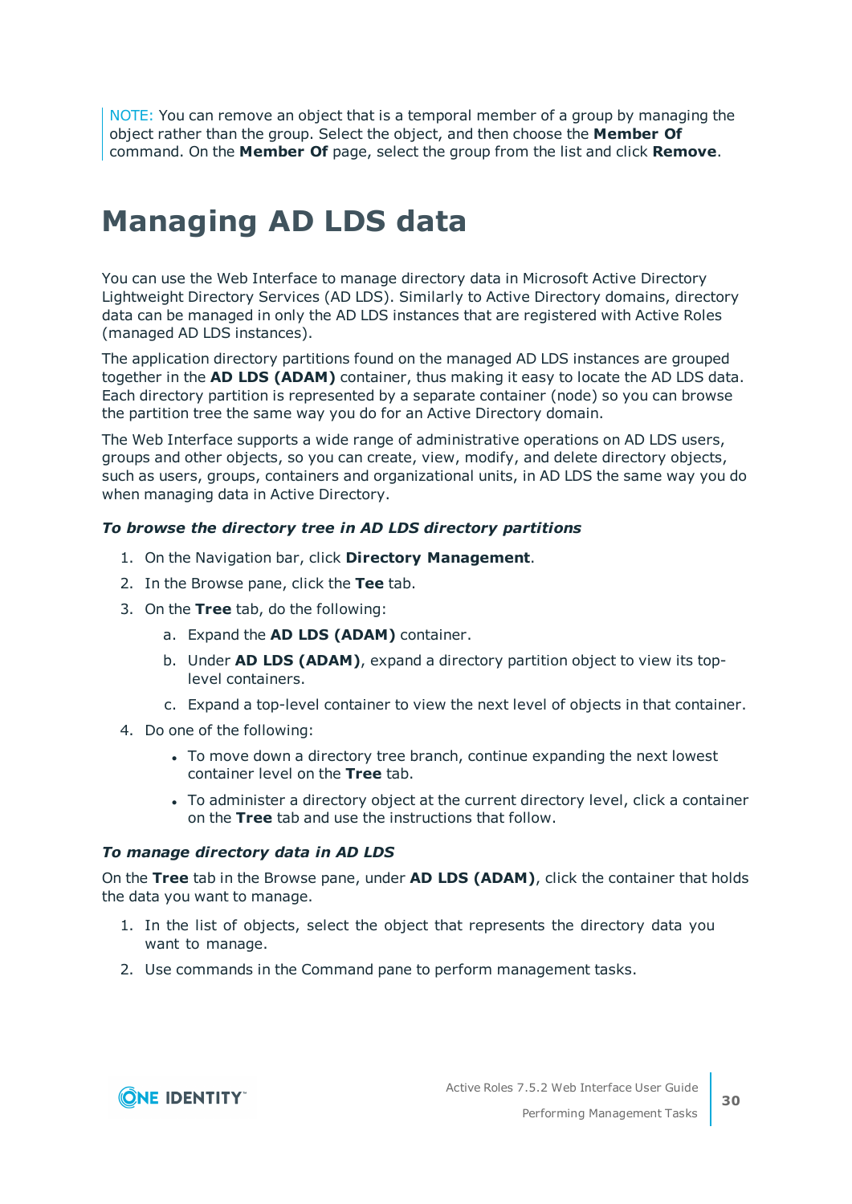NOTE: You can remove an object that is a temporal member of a group by managing the object rather than the group. Select the object, and then choose the **Member Of** command. On the **Member Of** page, select the group from the list and click **Remove**.

# Managing AD LDS data

You can use the Web Interface to manage directory data in Microsoft Active Directory Lightweight Directory Services (AD LDS). Similarly to Active Directory domains, directory data can be managed in only the AD LDS instances that are registered with Active Roles (managed AD LDS instances).

The application directory partitions found on the managed AD LDS instances are grouped together in the **AD LDS (ADAM)** container, thus making it easy to locate the AD LDS data. Each directory partition is represented by a separate container (node) so you can browse the partition tree the same way you do for an Active Directory domain.

The Web Interface supports a wide range of administrative operations on AD LDS users, groups and other objects, so you can create, view, modify, and delete directory objects, such as users, groups, containers and organizational units, in AD LDS the same way you do when managing data in Active Directory.

***To browse the directory tree in AD LDS directory partitions***

1. On the Navigation bar, click **Directory Management**.
2. In the Browse pane, click the **Tee** tab.
3. On the **Tree** tab, do the following:
   a. Expand the **AD LDS (ADAM)** container.
   b. Under **AD LDS (ADAM)**, expand a directory partition object to view its top-level containers.
   c. Expand a top-level container to view the next level of objects in that container.
4. Do one of the following:
   - To move down a directory tree branch, continue expanding the next lowest container level on the **Tree** tab.
   - To administer a directory object at the current directory level, click a container on the **Tree** tab and use the instructions that follow.

***To manage directory data in AD LDS***

On the **Tree** tab in the Browse pane, under **AD LDS (ADAM)**, click the container that holds the data you want to manage.

1. In the list of objects, select the object that represents the directory data you want to manage.
2. Use commands in the Command pane to perform management tasks.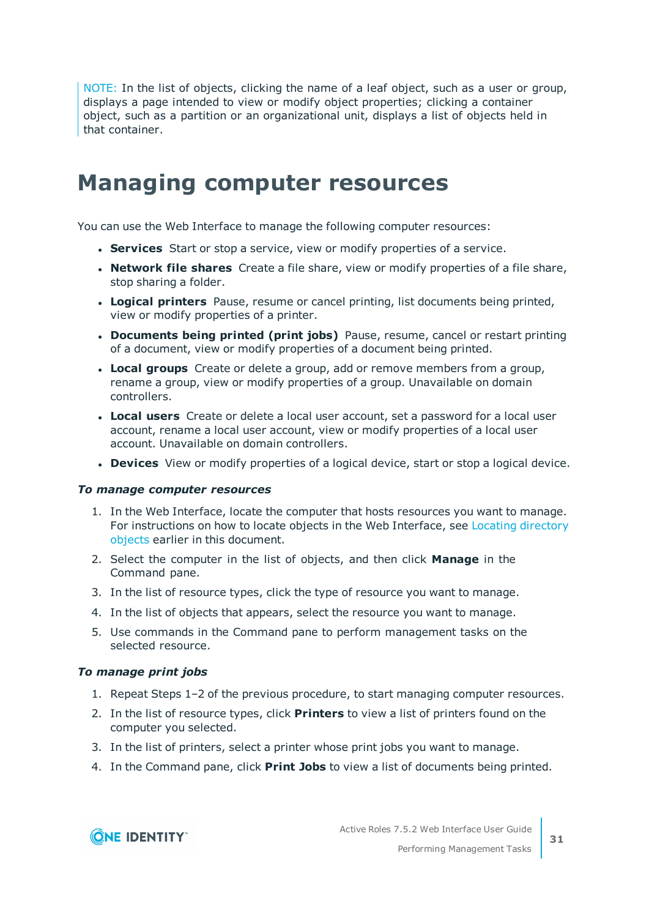NOTE: In the list of objects, clicking the name of a leaf object, such as a user or group, displays a page intended to view or modify object properties; clicking a container object, such as a partition or an organizational unit, displays a list of objects held in that container.

# Managing computer resources

You can use the Web Interface to manage the following computer resources:

- **Services** Start or stop a service, view or modify properties of a service.
- **Network file shares** Create a file share, view or modify properties of a file share, stop sharing a folder.
- **Logical printers** Pause, resume or cancel printing, list documents being printed, view or modify properties of a printer.
- **Documents being printed (print jobs)** Pause, resume, cancel or restart printing of a document, view or modify properties of a document being printed.
- **Local groups** Create or delete a group, add or remove members from a group, rename a group, view or modify properties of a group. Unavailable on domain controllers.
- **Local users** Create or delete a local user account, set a password for a local user account, rename a local user account, view or modify properties of a local user account. Unavailable on domain controllers.
- **Devices** View or modify properties of a logical device, start or stop a logical device.

***To manage computer resources***

1. In the Web Interface, locate the computer that hosts resources you want to manage. For instructions on how to locate objects in the Web Interface, see Locating directory objects earlier in this document.
2. Select the computer in the list of objects, and then click **Manage** in the Command pane.
3. In the list of resource types, click the type of resource you want to manage.
4. In the list of objects that appears, select the resource you want to manage.
5. Use commands in the Command pane to perform management tasks on the selected resource.

***To manage print jobs***

1. Repeat Steps 1–2 of the previous procedure, to start managing computer resources.
2. In the list of resource types, click **Printers** to view a list of printers found on the computer you selected.
3. In the list of printers, select a printer whose print jobs you want to manage.
4. In the Command pane, click **Print Jobs** to view a list of documents being printed.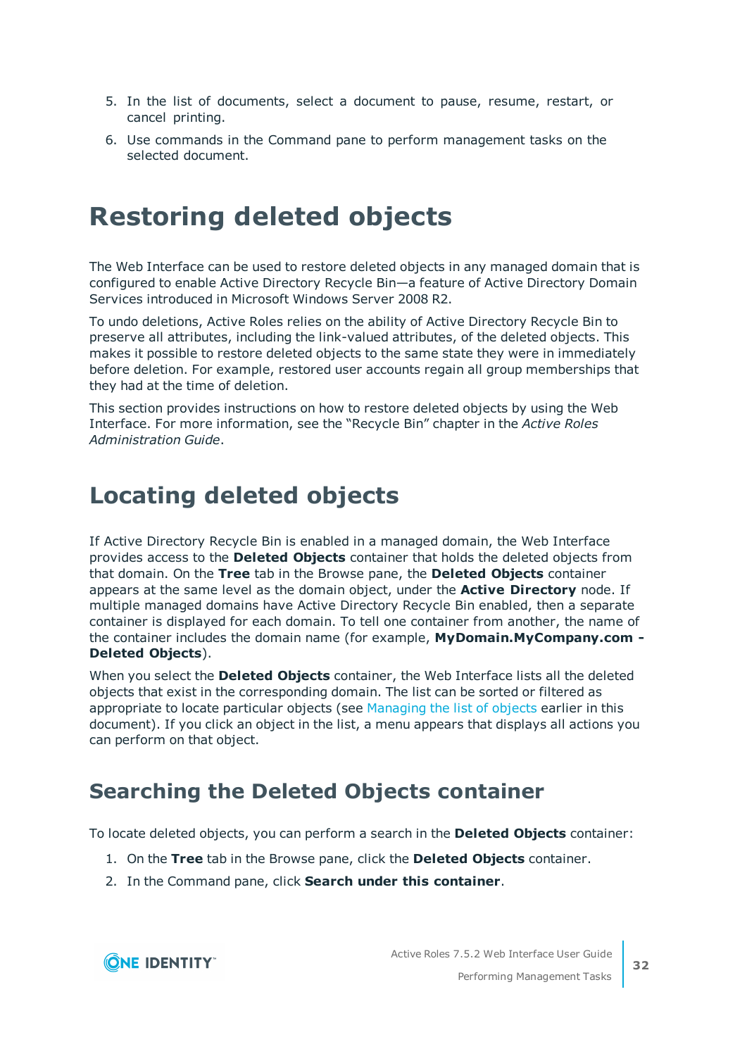5. In the list of documents, select a document to pause, resume, restart, or cancel printing.
6. Use commands in the Command pane to perform management tasks on the selected document.

# Restoring deleted objects

The Web Interface can be used to restore deleted objects in any managed domain that is configured to enable Active Directory Recycle Bin—a feature of Active Directory Domain Services introduced in Microsoft Windows Server 2008 R2.

To undo deletions, Active Roles relies on the ability of Active Directory Recycle Bin to preserve all attributes, including the link-valued attributes, of the deleted objects. This makes it possible to restore deleted objects to the same state they were in immediately before deletion. For example, restored user accounts regain all group memberships that they had at the time of deletion.

This section provides instructions on how to restore deleted objects by using the Web Interface. For more information, see the “Recycle Bin” chapter in the *Active Roles Administration Guide*.

## Locating deleted objects

If Active Directory Recycle Bin is enabled in a managed domain, the Web Interface provides access to the **Deleted Objects** container that holds the deleted objects from that domain. On the **Tree** tab in the Browse pane, the **Deleted Objects** container appears at the same level as the domain object, under the **Active Directory** node. If multiple managed domains have Active Directory Recycle Bin enabled, then a separate container is displayed for each domain. To tell one container from another, the name of the container includes the domain name (for example, **MyDomain.MyCompany.com - Deleted Objects**).

When you select the **Deleted Objects** container, the Web Interface lists all the deleted objects that exist in the corresponding domain. The list can be sorted or filtered as appropriate to locate particular objects (see Managing the list of objects earlier in this document). If you click an object in the list, a menu appears that displays all actions you can perform on that object.

### Searching the Deleted Objects container

To locate deleted objects, you can perform a search in the **Deleted Objects** container:

1. On the **Tree** tab in the Browse pane, click the **Deleted Objects** container.
2. In the Command pane, click **Search under this container**.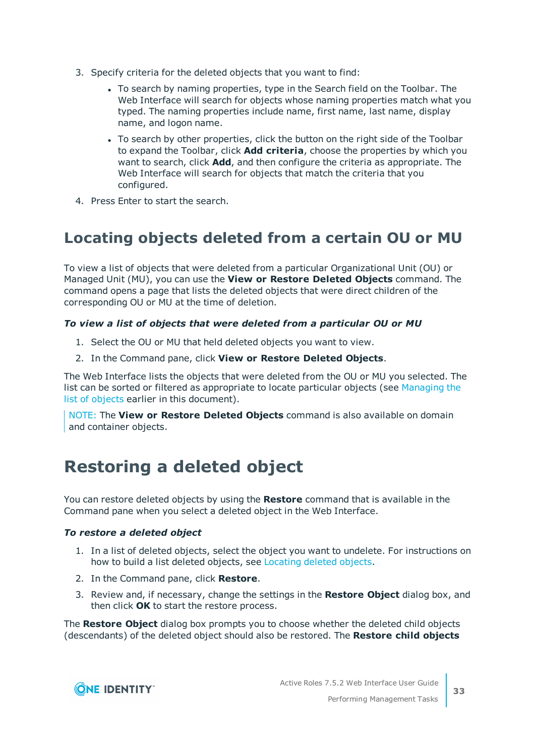3. Specify criteria for the deleted objects that you want to find:
   - To search by naming properties, type in the Search field on the Toolbar. The Web Interface will search for objects whose naming properties match what you typed. The naming properties include name, first name, last name, display name, and logon name.
   - To search by other properties, click the button on the right side of the Toolbar to expand the Toolbar, click **Add criteria**, choose the properties by which you want to search, click **Add**, and then configure the criteria as appropriate. The Web Interface will search for objects that match the criteria that you configured.
4. Press Enter to start the search.

## Locating objects deleted from a certain OU or MU

To view a list of objects that were deleted from a particular Organizational Unit (OU) or Managed Unit (MU), you can use the **View or Restore Deleted Objects** command. The command opens a page that lists the deleted objects that were direct children of the corresponding OU or MU at the time of deletion.

***To view a list of objects that were deleted from a particular OU or MU***

1. Select the OU or MU that held deleted objects you want to view.
2. In the Command pane, click **View or Restore Deleted Objects**.

The Web Interface lists the objects that were deleted from the OU or MU you selected. The list can be sorted or filtered as appropriate to locate particular objects (see Managing the list of objects earlier in this document).

> NOTE: The **View or Restore Deleted Objects** command is also available on domain and container objects.

# Restoring a deleted object

You can restore deleted objects by using the **Restore** command that is available in the Command pane when you select a deleted object in the Web Interface.

***To restore a deleted object***

1. In a list of deleted objects, select the object you want to undelete. For instructions on how to build a list deleted objects, see Locating deleted objects.
2. In the Command pane, click **Restore**.
3. Review and, if necessary, change the settings in the **Restore Object** dialog box, and then click **OK** to start the restore process.

The **Restore Object** dialog box prompts you to choose whether the deleted child objects (descendants) of the deleted object should also be restored. The **Restore child objects**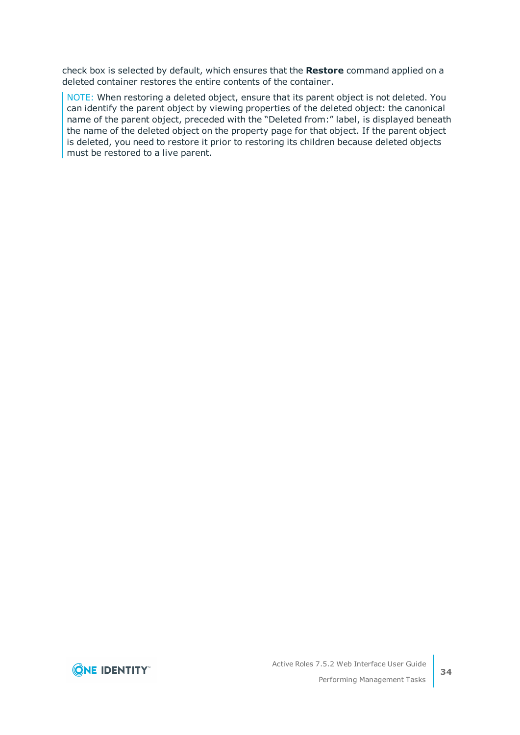check box is selected by default, which ensures that the **Restore** command applied on a deleted container restores the entire contents of the container.

> NOTE: When restoring a deleted object, ensure that its parent object is not deleted. You can identify the parent object by viewing properties of the deleted object: the canonical name of the parent object, preceded with the "Deleted from:" label, is displayed beneath the name of the deleted object on the property page for that object. If the parent object is deleted, you need to restore it prior to restoring its children because deleted objects must be restored to a live parent.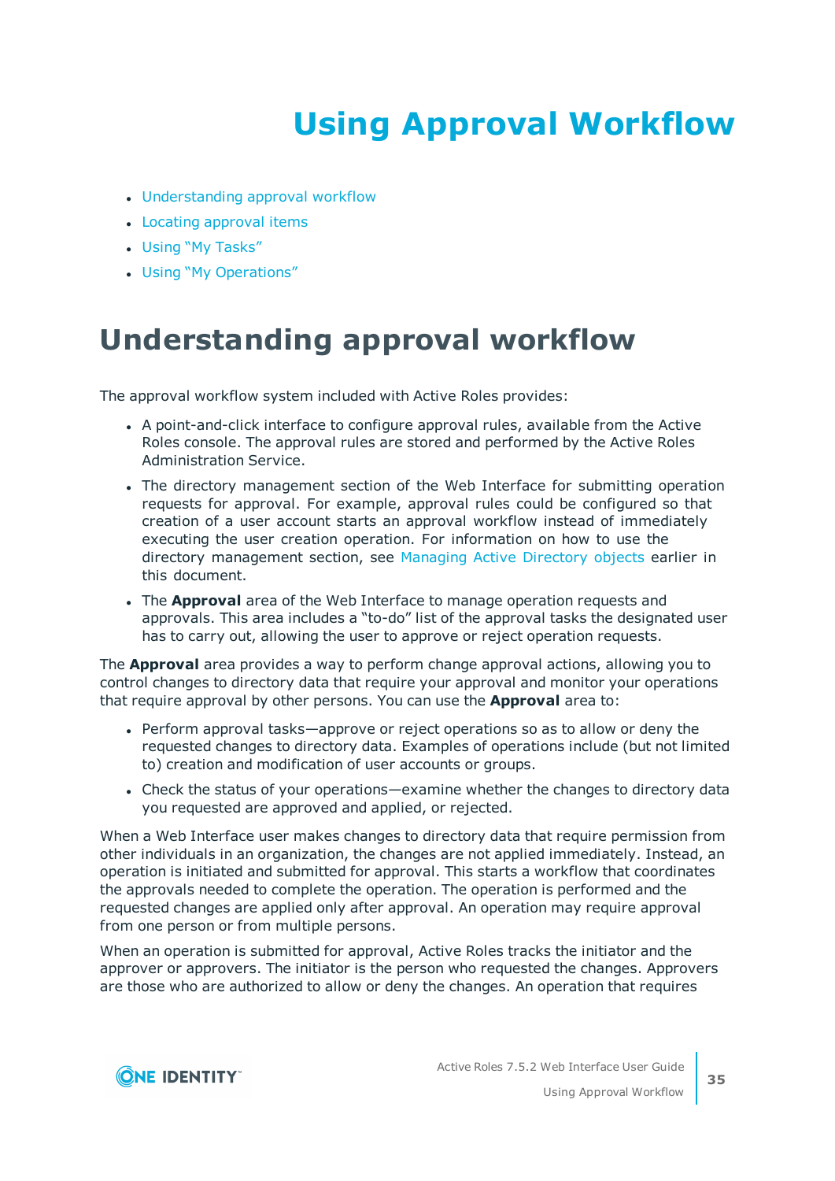# Using Approval Workflow

- Understanding approval workflow
- Locating approval items
- Using "My Tasks"
- Using "My Operations"

## Understanding approval workflow

The approval workflow system included with Active Roles provides:

- A point-and-click interface to configure approval rules, available from the Active Roles console. The approval rules are stored and performed by the Active Roles Administration Service.
- The directory management section of the Web Interface for submitting operation requests for approval. For example, approval rules could be configured so that creation of a user account starts an approval workflow instead of immediately executing the user creation operation. For information on how to use the directory management section, see Managing Active Directory objects earlier in this document.
- The **Approval** area of the Web Interface to manage operation requests and approvals. This area includes a "to-do" list of the approval tasks the designated user has to carry out, allowing the user to approve or reject operation requests.

The **Approval** area provides a way to perform change approval actions, allowing you to control changes to directory data that require your approval and monitor your operations that require approval by other persons. You can use the **Approval** area to:

- Perform approval tasks—approve or reject operations so as to allow or deny the requested changes to directory data. Examples of operations include (but not limited to) creation and modification of user accounts or groups.
- Check the status of your operations—examine whether the changes to directory data you requested are approved and applied, or rejected.

When a Web Interface user makes changes to directory data that require permission from other individuals in an organization, the changes are not applied immediately. Instead, an operation is initiated and submitted for approval. This starts a workflow that coordinates the approvals needed to complete the operation. The operation is performed and the requested changes are applied only after approval. An operation may require approval from one person or from multiple persons.

When an operation is submitted for approval, Active Roles tracks the initiator and the approver or approvers. The initiator is the person who requested the changes. Approvers are those who are authorized to allow or deny the changes. An operation that requires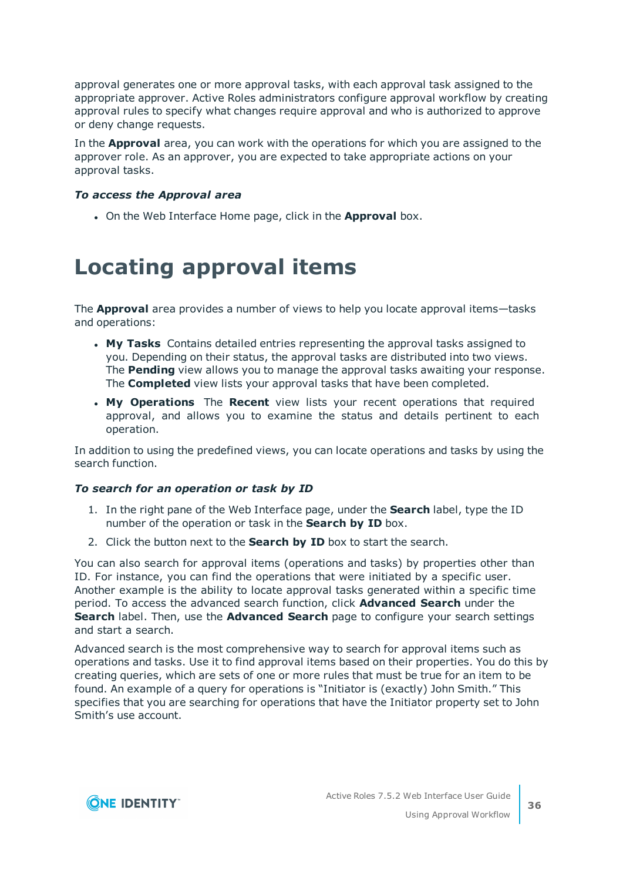approval generates one or more approval tasks, with each approval task assigned to the appropriate approver. Active Roles administrators configure approval workflow by creating approval rules to specify what changes require approval and who is authorized to approve or deny change requests.

In the **Approval** area, you can work with the operations for which you are assigned to the approver role. As an approver, you are expected to take appropriate actions on your approval tasks.

***To access the Approval area***

- On the Web Interface Home page, click in the **Approval** box.

# Locating approval items

The **Approval** area provides a number of views to help you locate approval items—tasks and operations:

- **My Tasks** Contains detailed entries representing the approval tasks assigned to you. Depending on their status, the approval tasks are distributed into two views. The **Pending** view allows you to manage the approval tasks awaiting your response. The **Completed** view lists your approval tasks that have been completed.
- **My Operations** The **Recent** view lists your recent operations that required approval, and allows you to examine the status and details pertinent to each operation.

In addition to using the predefined views, you can locate operations and tasks by using the search function.

***To search for an operation or task by ID***

1. In the right pane of the Web Interface page, under the **Search** label, type the ID number of the operation or task in the **Search by ID** box.
2. Click the button next to the **Search by ID** box to start the search.

You can also search for approval items (operations and tasks) by properties other than ID. For instance, you can find the operations that were initiated by a specific user. Another example is the ability to locate approval tasks generated within a specific time period. To access the advanced search function, click **Advanced Search** under the **Search** label. Then, use the **Advanced Search** page to configure your search settings and start a search.

Advanced search is the most comprehensive way to search for approval items such as operations and tasks. Use it to find approval items based on their properties. You do this by creating queries, which are sets of one or more rules that must be true for an item to be found. An example of a query for operations is "Initiator is (exactly) John Smith." This specifies that you are searching for operations that have the Initiator property set to John Smith's use account.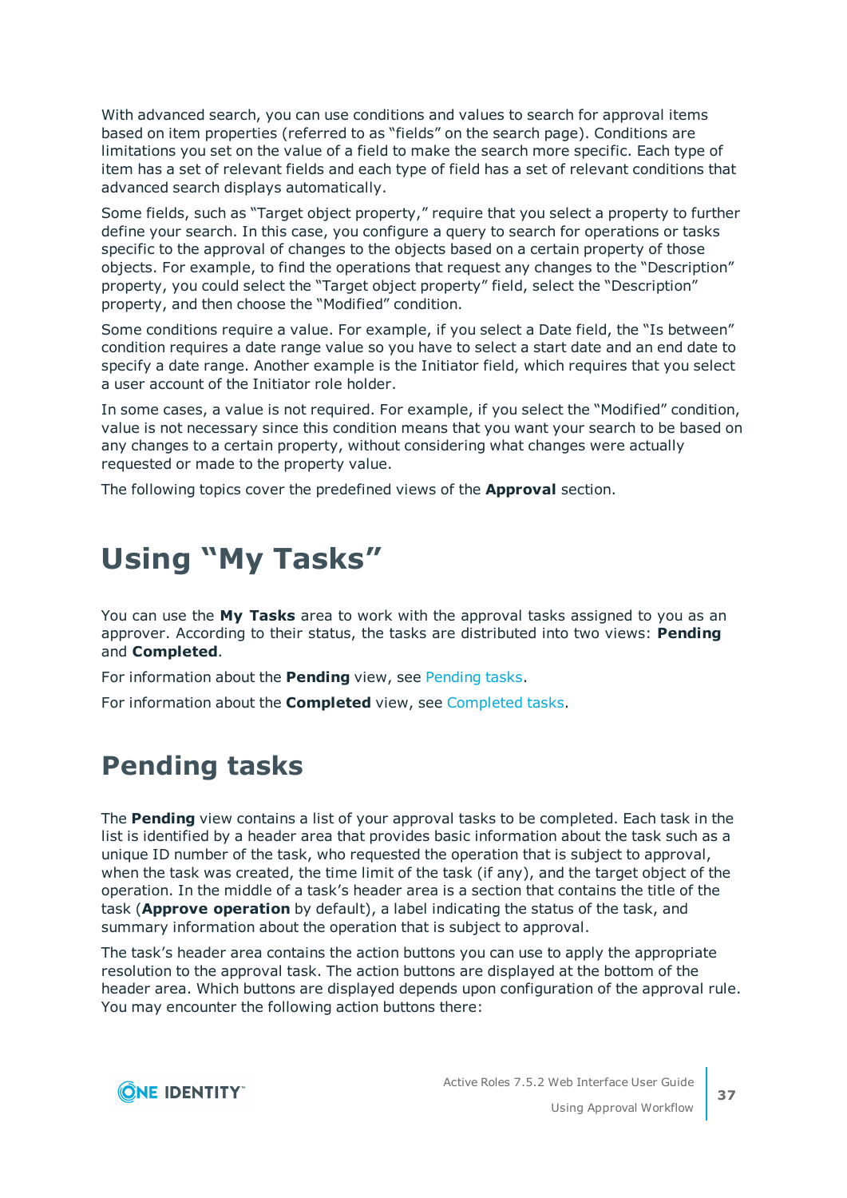With advanced search, you can use conditions and values to search for approval items based on item properties (referred to as "fields" on the search page). Conditions are limitations you set on the value of a field to make the search more specific. Each type of item has a set of relevant fields and each type of field has a set of relevant conditions that advanced search displays automatically.

Some fields, such as "Target object property," require that you select a property to further define your search. In this case, you configure a query to search for operations or tasks specific to the approval of changes to the objects based on a certain property of those objects. For example, to find the operations that request any changes to the "Description" property, you could select the "Target object property" field, select the "Description" property, and then choose the "Modified" condition.

Some conditions require a value. For example, if you select a Date field, the "Is between" condition requires a date range value so you have to select a start date and an end date to specify a date range. Another example is the Initiator field, which requires that you select a user account of the Initiator role holder.

In some cases, a value is not required. For example, if you select the "Modified" condition, value is not necessary since this condition means that you want your search to be based on any changes to a certain property, without considering what changes were actually requested or made to the property value.

The following topics cover the predefined views of the **Approval** section.

# Using "My Tasks"

You can use the **My Tasks** area to work with the approval tasks assigned to you as an approver. According to their status, the tasks are distributed into two views: **Pending** and **Completed**.

For information about the **Pending** view, see Pending tasks.

For information about the **Completed** view, see Completed tasks.

## Pending tasks

The **Pending** view contains a list of your approval tasks to be completed. Each task in the list is identified by a header area that provides basic information about the task such as a unique ID number of the task, who requested the operation that is subject to approval, when the task was created, the time limit of the task (if any), and the target object of the operation. In the middle of a task's header area is a section that contains the title of the task (**Approve operation** by default), a label indicating the status of the task, and summary information about the operation that is subject to approval.

The task's header area contains the action buttons you can use to apply the appropriate resolution to the approval task. The action buttons are displayed at the bottom of the header area. Which buttons are displayed depends upon configuration of the approval rule. You may encounter the following action buttons there: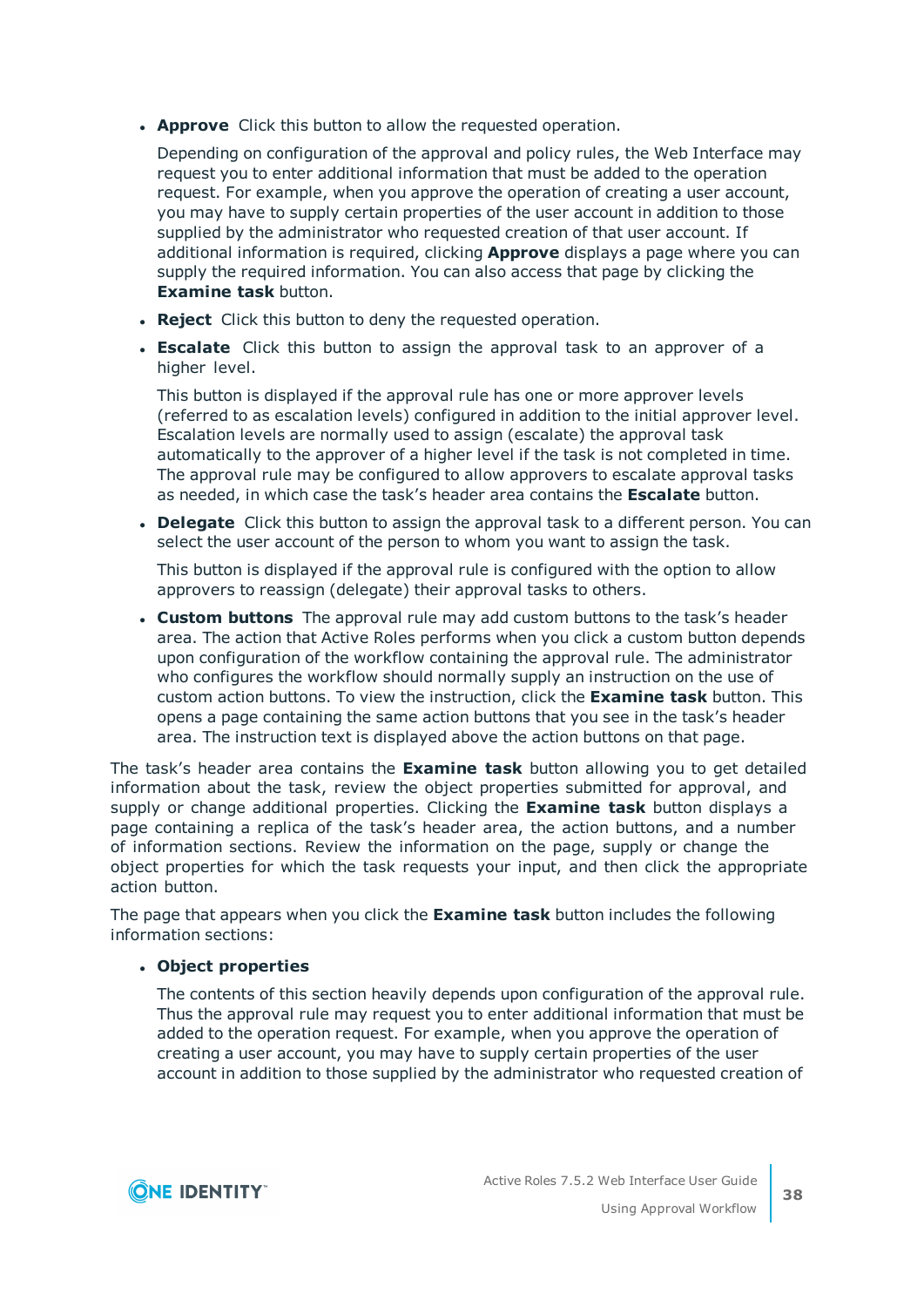- **Approve** Click this button to allow the requested operation.

  Depending on configuration of the approval and policy rules, the Web Interface may request you to enter additional information that must be added to the operation request. For example, when you approve the operation of creating a user account, you may have to supply certain properties of the user account in addition to those supplied by the administrator who requested creation of that user account. If additional information is required, clicking **Approve** displays a page where you can supply the required information. You can also access that page by clicking the **Examine task** button.

- **Reject** Click this button to deny the requested operation.
- **Escalate** Click this button to assign the approval task to an approver of a higher level.

  This button is displayed if the approval rule has one or more approver levels (referred to as escalation levels) configured in addition to the initial approver level. Escalation levels are normally used to assign (escalate) the approval task automatically to the approver of a higher level if the task is not completed in time. The approval rule may be configured to allow approvers to escalate approval tasks as needed, in which case the task's header area contains the **Escalate** button.

- **Delegate** Click this button to assign the approval task to a different person. You can select the user account of the person to whom you want to assign the task.

  This button is displayed if the approval rule is configured with the option to allow approvers to reassign (delegate) their approval tasks to others.

- **Custom buttons** The approval rule may add custom buttons to the task's header area. The action that Active Roles performs when you click a custom button depends upon configuration of the workflow containing the approval rule. The administrator who configures the workflow should normally supply an instruction on the use of custom action buttons. To view the instruction, click the **Examine task** button. This opens a page containing the same action buttons that you see in the task's header area. The instruction text is displayed above the action buttons on that page.

The task's header area contains the **Examine task** button allowing you to get detailed information about the task, review the object properties submitted for approval, and supply or change additional properties. Clicking the **Examine task** button displays a page containing a replica of the task's header area, the action buttons, and a number of information sections. Review the information on the page, supply or change the object properties for which the task requests your input, and then click the appropriate action button.

The page that appears when you click the **Examine task** button includes the following information sections:

- **Object properties**

  The contents of this section heavily depends upon configuration of the approval rule. Thus the approval rule may request you to enter additional information that must be added to the operation request. For example, when you approve the operation of creating a user account, you may have to supply certain properties of the user account in addition to those supplied by the administrator who requested creation of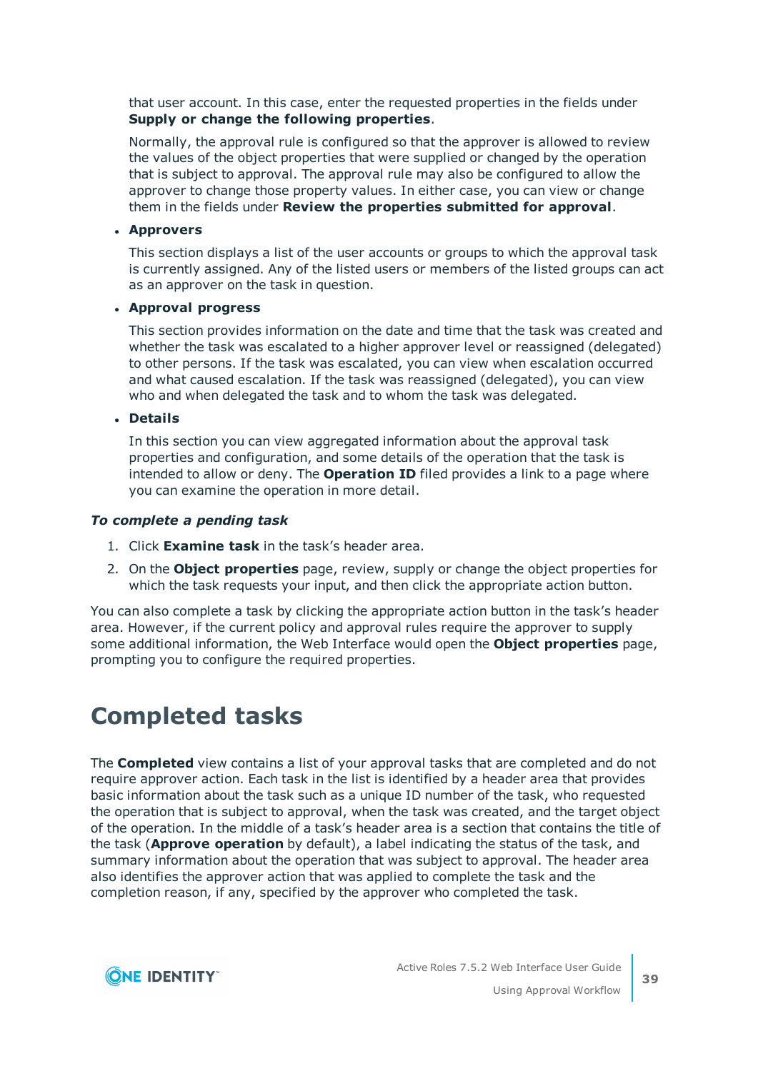that user account. In this case, enter the requested properties in the fields under **Supply or change the following properties**.

Normally, the approval rule is configured so that the approver is allowed to review the values of the object properties that were supplied or changed by the operation that is subject to approval. The approval rule may also be configured to allow the approver to change those property values. In either case, you can view or change them in the fields under **Review the properties submitted for approval**.

- **Approvers**

  This section displays a list of the user accounts or groups to which the approval task is currently assigned. Any of the listed users or members of the listed groups can act as an approver on the task in question.

- **Approval progress**

  This section provides information on the date and time that the task was created and whether the task was escalated to a higher approver level or reassigned (delegated) to other persons. If the task was escalated, you can view when escalation occurred and what caused escalation. If the task was reassigned (delegated), you can view who and when delegated the task and to whom the task was delegated.

- **Details**

  In this section you can view aggregated information about the approval task properties and configuration, and some details of the operation that the task is intended to allow or deny. The **Operation ID** filed provides a link to a page where you can examine the operation in more detail.

***To complete a pending task***

1. Click **Examine task** in the task's header area.
2. On the **Object properties** page, review, supply or change the object properties for which the task requests your input, and then click the appropriate action button.

You can also complete a task by clicking the appropriate action button in the task's header area. However, if the current policy and approval rules require the approver to supply some additional information, the Web Interface would open the **Object properties** page, prompting you to configure the required properties.

# Completed tasks

The **Completed** view contains a list of your approval tasks that are completed and do not require approver action. Each task in the list is identified by a header area that provides basic information about the task such as a unique ID number of the task, who requested the operation that is subject to approval, when the task was created, and the target object of the operation. In the middle of a task's header area is a section that contains the title of the task (**Approve operation** by default), a label indicating the status of the task, and summary information about the operation that was subject to approval. The header area also identifies the approver action that was applied to complete the task and the completion reason, if any, specified by the approver who completed the task.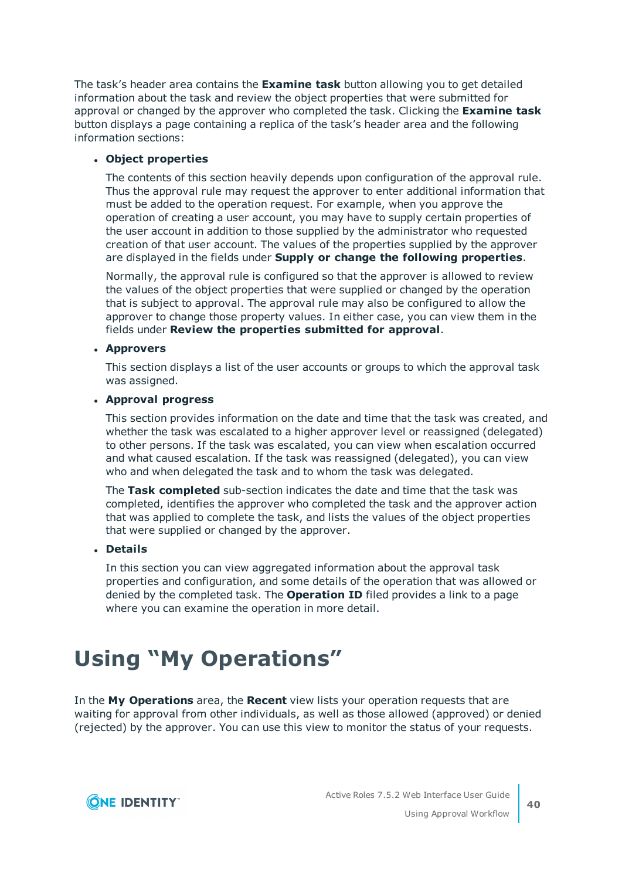The task's header area contains the **Examine task** button allowing you to get detailed information about the task and review the object properties that were submitted for approval or changed by the approver who completed the task. Clicking the **Examine task** button displays a page containing a replica of the task's header area and the following information sections:

- **Object properties**

  The contents of this section heavily depends upon configuration of the approval rule. Thus the approval rule may request the approver to enter additional information that must be added to the operation request. For example, when you approve the operation of creating a user account, you may have to supply certain properties of the user account in addition to those supplied by the administrator who requested creation of that user account. The values of the properties supplied by the approver are displayed in the fields under **Supply or change the following properties**.

  Normally, the approval rule is configured so that the approver is allowed to review the values of the object properties that were supplied or changed by the operation that is subject to approval. The approval rule may also be configured to allow the approver to change those property values. In either case, you can view them in the fields under **Review the properties submitted for approval**.

- **Approvers**

  This section displays a list of the user accounts or groups to which the approval task was assigned.

- **Approval progress**

  This section provides information on the date and time that the task was created, and whether the task was escalated to a higher approver level or reassigned (delegated) to other persons. If the task was escalated, you can view when escalation occurred and what caused escalation. If the task was reassigned (delegated), you can view who and when delegated the task and to whom the task was delegated.

  The **Task completed** sub-section indicates the date and time that the task was completed, identifies the approver who completed the task and the approver action that was applied to complete the task, and lists the values of the object properties that were supplied or changed by the approver.

- **Details**

  In this section you can view aggregated information about the approval task properties and configuration, and some details of the operation that was allowed or denied by the completed task. The **Operation ID** filed provides a link to a page where you can examine the operation in more detail.

# Using "My Operations"

In the **My Operations** area, the **Recent** view lists your operation requests that are waiting for approval from other individuals, as well as those allowed (approved) or denied (rejected) by the approver. You can use this view to monitor the status of your requests.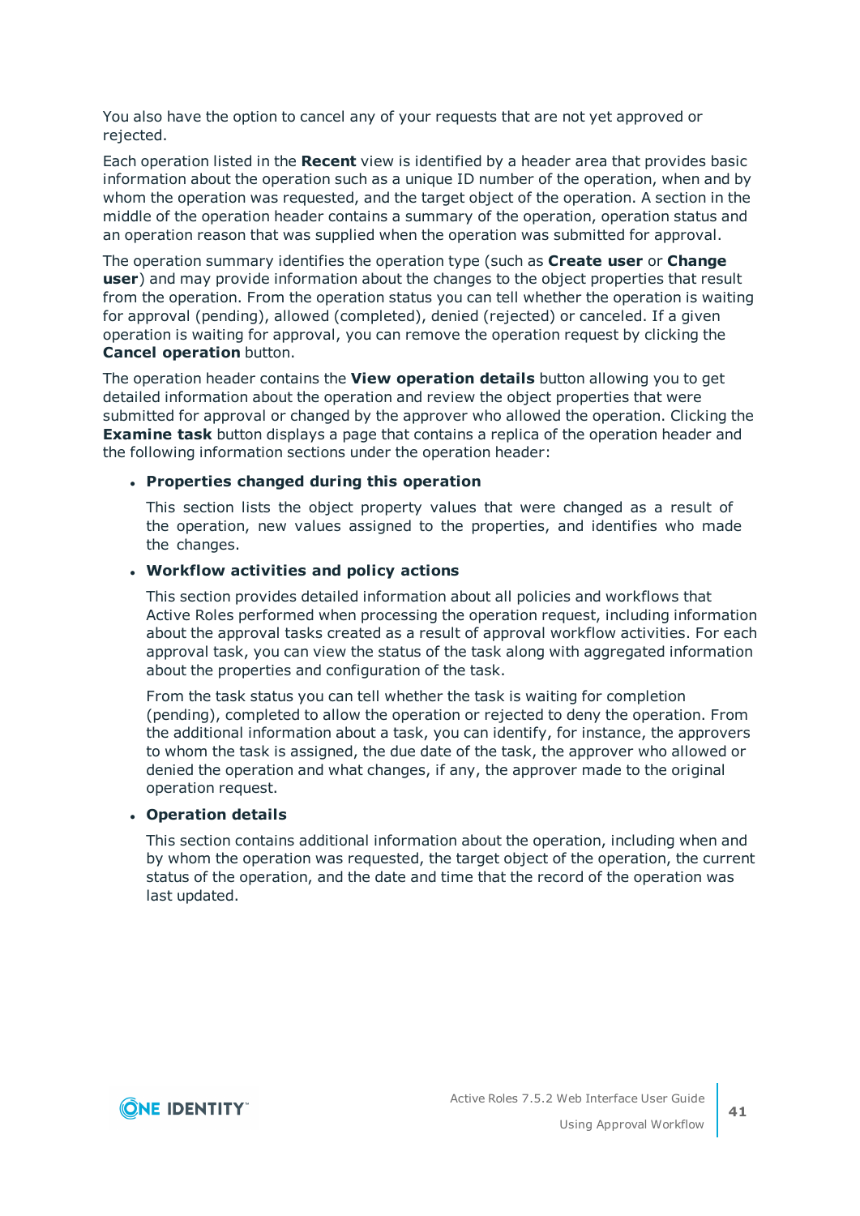You also have the option to cancel any of your requests that are not yet approved or rejected.

Each operation listed in the **Recent** view is identified by a header area that provides basic information about the operation such as a unique ID number of the operation, when and by whom the operation was requested, and the target object of the operation. A section in the middle of the operation header contains a summary of the operation, operation status and an operation reason that was supplied when the operation was submitted for approval.

The operation summary identifies the operation type (such as **Create user** or **Change user**) and may provide information about the changes to the object properties that result from the operation. From the operation status you can tell whether the operation is waiting for approval (pending), allowed (completed), denied (rejected) or canceled. If a given operation is waiting for approval, you can remove the operation request by clicking the **Cancel operation** button.

The operation header contains the **View operation details** button allowing you to get detailed information about the operation and review the object properties that were submitted for approval or changed by the approver who allowed the operation. Clicking the **Examine task** button displays a page that contains a replica of the operation header and the following information sections under the operation header:

- **Properties changed during this operation**

  This section lists the object property values that were changed as a result of the operation, new values assigned to the properties, and identifies who made the changes.

- **Workflow activities and policy actions**

  This section provides detailed information about all policies and workflows that Active Roles performed when processing the operation request, including information about the approval tasks created as a result of approval workflow activities. For each approval task, you can view the status of the task along with aggregated information about the properties and configuration of the task.

  From the task status you can tell whether the task is waiting for completion (pending), completed to allow the operation or rejected to deny the operation. From the additional information about a task, you can identify, for instance, the approvers to whom the task is assigned, the due date of the task, the approver who allowed or denied the operation and what changes, if any, the approver made to the original operation request.

- **Operation details**

  This section contains additional information about the operation, including when and by whom the operation was requested, the target object of the operation, the current status of the operation, and the date and time that the record of the operation was last updated.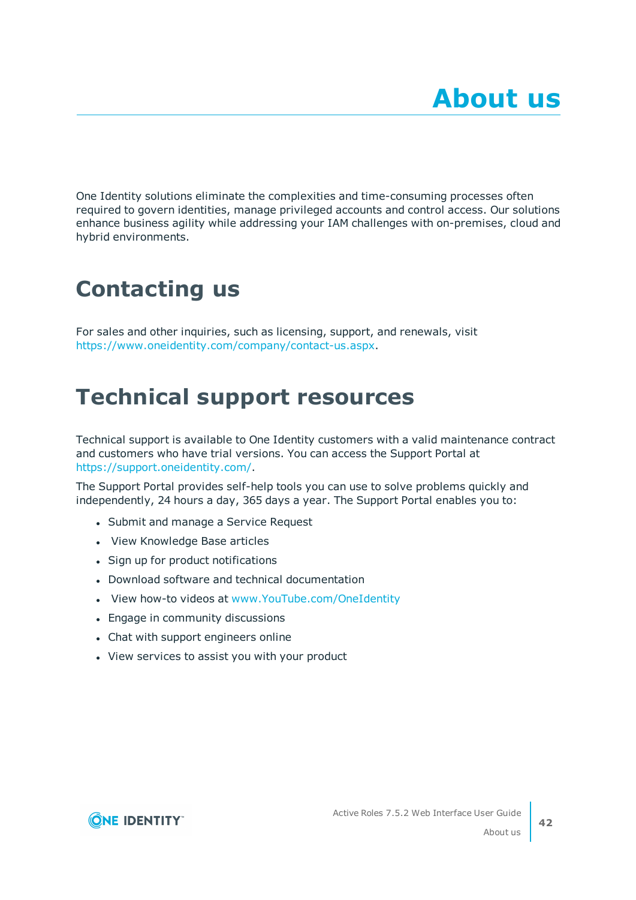# About us

One Identity solutions eliminate the complexities and time-consuming processes often required to govern identities, manage privileged accounts and control access. Our solutions enhance business agility while addressing your IAM challenges with on-premises, cloud and hybrid environments.

## Contacting us

For sales and other inquiries, such as licensing, support, and renewals, visit https://www.oneidentity.com/company/contact-us.aspx.

## Technical support resources

Technical support is available to One Identity customers with a valid maintenance contract and customers who have trial versions. You can access the Support Portal at https://support.oneidentity.com/.

The Support Portal provides self-help tools you can use to solve problems quickly and independently, 24 hours a day, 365 days a year. The Support Portal enables you to:

- Submit and manage a Service Request
- View Knowledge Base articles
- Sign up for product notifications
- Download software and technical documentation
- View how-to videos at www.YouTube.com/OneIdentity
- Engage in community discussions
- Chat with support engineers online
- View services to assist you with your product